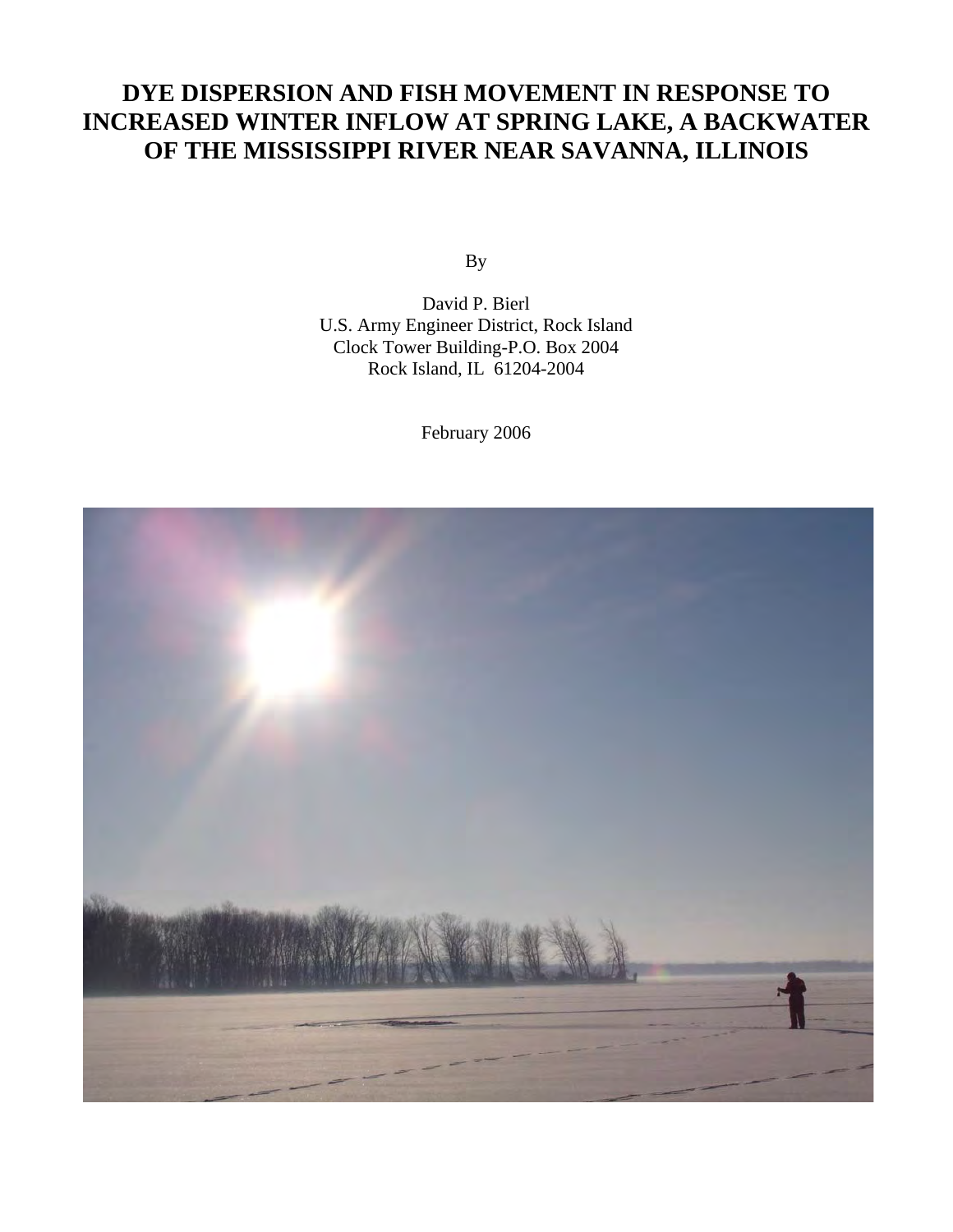# DYE DISPERSION AND FISH MOVEMENT IN RESPONSE TO INCREASED WINTER INFLOW AT SPRING LAKE, A BACKWATER OF THE MISSISSIPPI RIVER NEAR SAVANNA, ILLINOIS

By

David P. Bierl
U.S. Army Engineer District, Rock Island
Clock Tower Building-P.O. Box 2004
Rock Island, IL 61204-2004

February 2006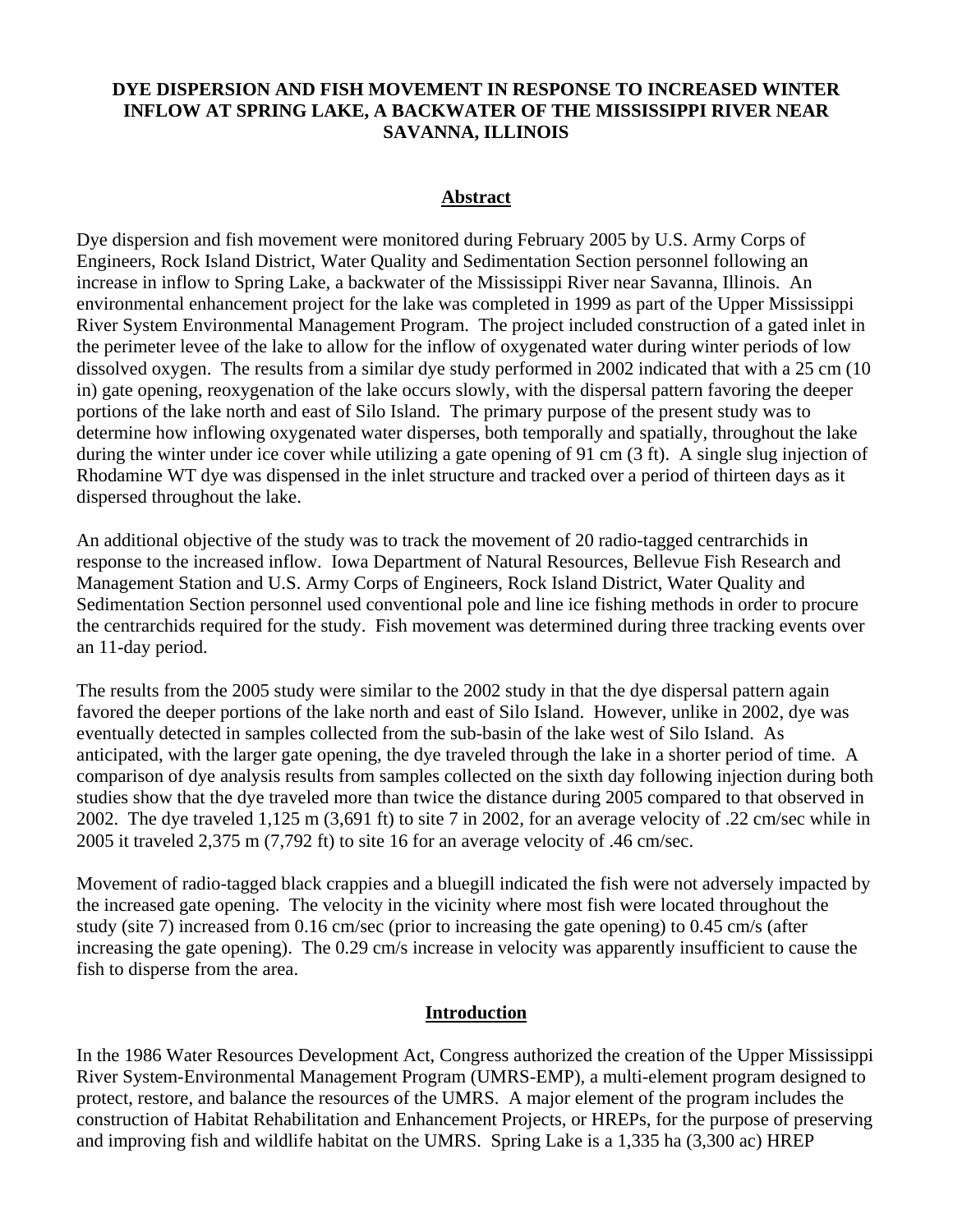# DYE DISPERSION AND FISH MOVEMENT IN RESPONSE TO INCREASED WINTER INFLOW AT SPRING LAKE, A BACKWATER OF THE MISSISSIPPI RIVER NEAR SAVANNA, ILLINOIS

## Abstract

Dye dispersion and fish movement were monitored during February 2005 by U.S. Army Corps of Engineers, Rock Island District, Water Quality and Sedimentation Section personnel following an increase in inflow to Spring Lake, a backwater of the Mississippi River near Savanna, Illinois. An environmental enhancement project for the lake was completed in 1999 as part of the Upper Mississippi River System Environmental Management Program. The project included construction of a gated inlet in the perimeter levee of the lake to allow for the inflow of oxygenated water during winter periods of low dissolved oxygen. The results from a similar dye study performed in 2002 indicated that with a 25 cm (10 in) gate opening, reoxygenation of the lake occurs slowly, with the dispersal pattern favoring the deeper portions of the lake north and east of Silo Island. The primary purpose of the present study was to determine how inflowing oxygenated water disperses, both temporally and spatially, throughout the lake during the winter under ice cover while utilizing a gate opening of 91 cm (3 ft). A single slug injection of Rhodamine WT dye was dispensed in the inlet structure and tracked over a period of thirteen days as it dispersed throughout the lake.

An additional objective of the study was to track the movement of 20 radio-tagged centrarchids in response to the increased inflow. Iowa Department of Natural Resources, Bellevue Fish Research and Management Station and U.S. Army Corps of Engineers, Rock Island District, Water Quality and Sedimentation Section personnel used conventional pole and line ice fishing methods in order to procure the centrarchids required for the study. Fish movement was determined during three tracking events over an 11-day period.

The results from the 2005 study were similar to the 2002 study in that the dye dispersal pattern again favored the deeper portions of the lake north and east of Silo Island. However, unlike in 2002, dye was eventually detected in samples collected from the sub-basin of the lake west of Silo Island. As anticipated, with the larger gate opening, the dye traveled through the lake in a shorter period of time. A comparison of dye analysis results from samples collected on the sixth day following injection during both studies show that the dye traveled more than twice the distance during 2005 compared to that observed in 2002. The dye traveled 1,125 m (3,691 ft) to site 7 in 2002, for an average velocity of .22 cm/sec while in 2005 it traveled 2,375 m (7,792 ft) to site 16 for an average velocity of .46 cm/sec.

Movement of radio-tagged black crappies and a bluegill indicated the fish were not adversely impacted by the increased gate opening. The velocity in the vicinity where most fish were located throughout the study (site 7) increased from 0.16 cm/sec (prior to increasing the gate opening) to 0.45 cm/s (after increasing the gate opening). The 0.29 cm/s increase in velocity was apparently insufficient to cause the fish to disperse from the area.

## Introduction

In the 1986 Water Resources Development Act, Congress authorized the creation of the Upper Mississippi River System-Environmental Management Program (UMRS-EMP), a multi-element program designed to protect, restore, and balance the resources of the UMRS. A major element of the program includes the construction of Habitat Rehabilitation and Enhancement Projects, or HREPs, for the purpose of preserving and improving fish and wildlife habitat on the UMRS. Spring Lake is a 1,335 ha (3,300 ac) HREP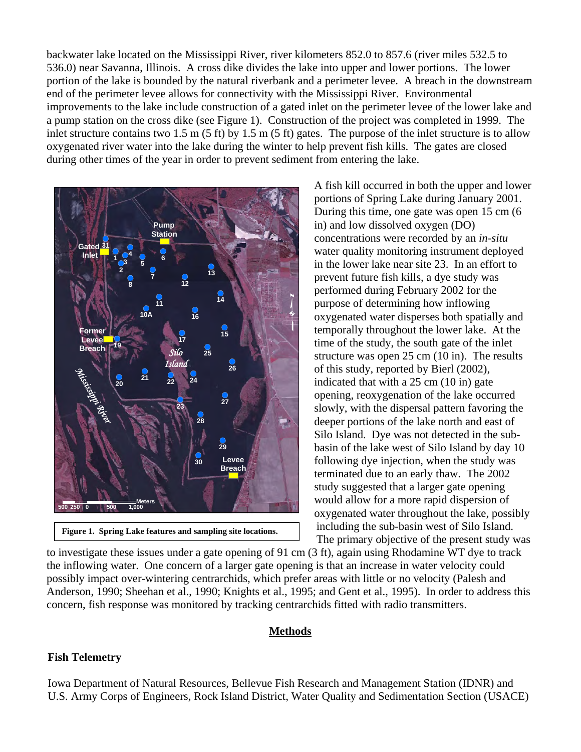backwater lake located on the Mississippi River, river kilometers 852.0 to 857.6 (river miles 532.5 to 536.0) near Savanna, Illinois. A cross dike divides the lake into upper and lower portions. The lower portion of the lake is bounded by the natural riverbank and a perimeter levee. A breach in the downstream end of the perimeter levee allows for connectivity with the Mississippi River. Environmental improvements to the lake include construction of a gated inlet on the perimeter levee of the lower lake and a pump station on the cross dike (see Figure 1). Construction of the project was completed in 1999. The inlet structure contains two 1.5 m (5 ft) by 1.5 m (5 ft) gates. The purpose of the inlet structure is to allow oxygenated river water into the lake during the winter to help prevent fish kills. The gates are closed during other times of the year in order to prevent sediment from entering the lake.

**Figure 1. Spring Lake features and sampling site locations.**

A fish kill occurred in both the upper and lower portions of Spring Lake during January 2001. During this time, one gate was open 15 cm (6 in) and low dissolved oxygen (DO) concentrations were recorded by an *in-situ* water quality monitoring instrument deployed in the lower lake near site 23. In an effort to prevent future fish kills, a dye study was performed during February 2002 for the purpose of determining how inflowing oxygenated water disperses both spatially and temporally throughout the lower lake. At the time of the study, the south gate of the inlet structure was open 25 cm (10 in). The results of this study, reported by Bierl (2002), indicated that with a 25 cm (10 in) gate opening, reoxygenation of the lake occurred slowly, with the dispersal pattern favoring the deeper portions of the lake north and east of Silo Island. Dye was not detected in the sub-basin of the lake west of Silo Island by day 10 following dye injection, when the study was terminated due to an early thaw. The 2002 study suggested that a larger gate opening would allow for a more rapid dispersion of oxygenated water throughout the lake, possibly including the sub-basin west of Silo Island. The primary objective of the present study was to investigate these issues under a gate opening of 91 cm (3 ft), again using Rhodamine WT dye to track the inflowing water. One concern of a larger gate opening is that an increase in water velocity could possibly impact over-wintering centrarchids, which prefer areas with little or no velocity (Palesh and Anderson, 1990; Sheehan et al., 1990; Knights et al., 1995; and Gent et al., 1995). In order to address this concern, fish response was monitored by tracking centrarchids fitted with radio transmitters.

## Methods

### Fish Telemetry

Iowa Department of Natural Resources, Bellevue Fish Research and Management Station (IDNR) and U.S. Army Corps of Engineers, Rock Island District, Water Quality and Sedimentation Section (USACE)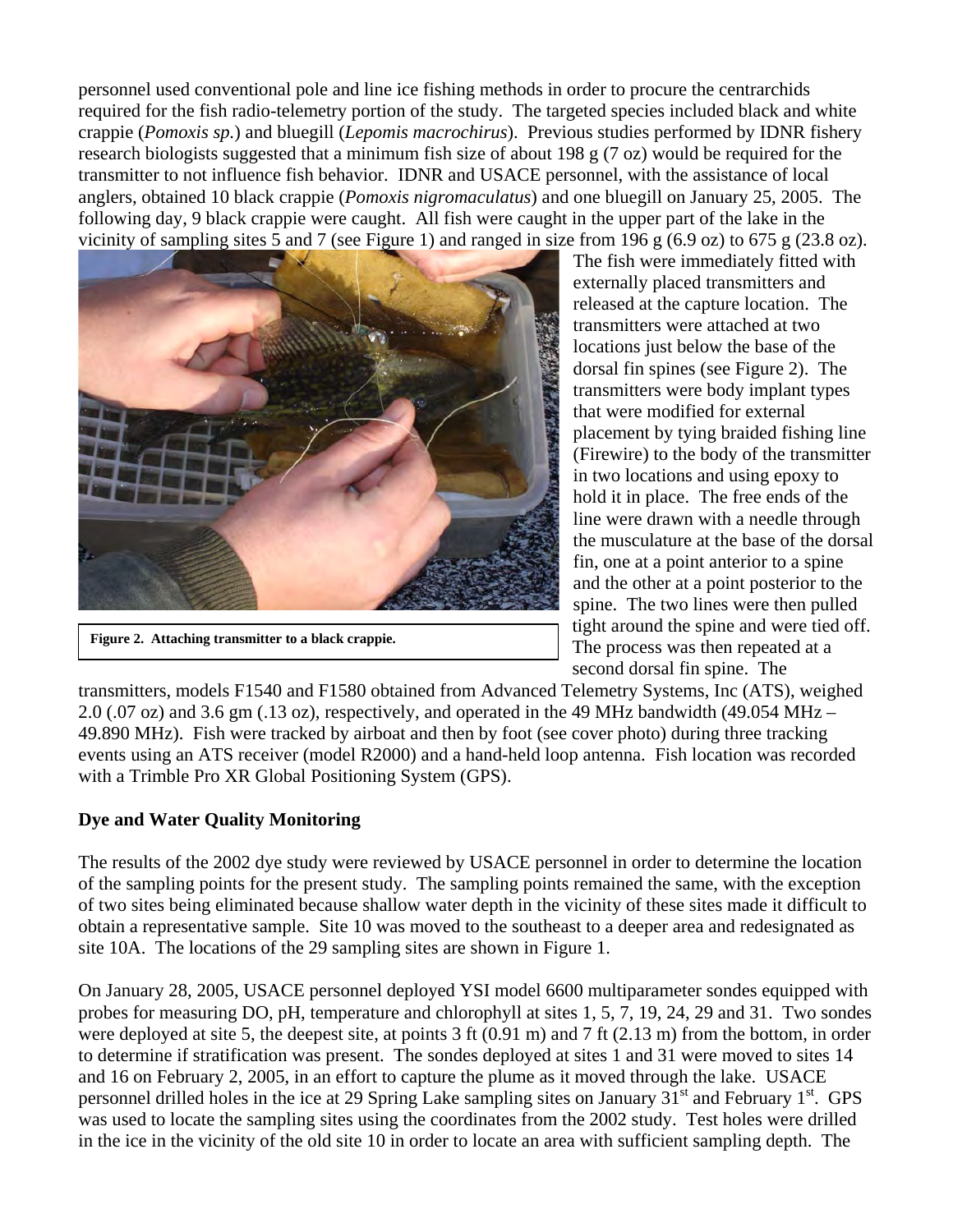personnel used conventional pole and line ice fishing methods in order to procure the centrarchids required for the fish radio-telemetry portion of the study. The targeted species included black and white crappie (*Pomoxis sp.*) and bluegill (*Lepomis macrochirus*). Previous studies performed by IDNR fishery research biologists suggested that a minimum fish size of about 198 g (7 oz) would be required for the transmitter to not influence fish behavior. IDNR and USACE personnel, with the assistance of local anglers, obtained 10 black crappie (*Pomoxis nigromaculatus*) and one bluegill on January 25, 2005. The following day, 9 black crappie were caught. All fish were caught in the upper part of the lake in the vicinity of sampling sites 5 and 7 (see Figure 1) and ranged in size from 196 g (6.9 oz) to 675 g (23.8 oz). The fish were immediately fitted with externally placed transmitters and released at the capture location. The transmitters were attached at two locations just below the base of the dorsal fin spines (see Figure 2). The transmitters were body implant types that were modified for external placement by tying braided fishing line (Firewire) to the body of the transmitter in two locations and using epoxy to hold it in place. The free ends of the line were drawn with a needle through the musculature at the base of the dorsal fin, one at a point anterior to a spine and the other at a point posterior to the spine. The two lines were then pulled tight around the spine and were tied off. The process was then repeated at a second dorsal fin spine. The transmitters, models F1540 and F1580 obtained from Advanced Telemetry Systems, Inc (ATS), weighed 2.0 (.07 oz) and 3.6 gm (.13 oz), respectively, and operated in the 49 MHz bandwidth (49.054 MHz – 49.890 MHz). Fish were tracked by airboat and then by foot (see cover photo) during three tracking events using an ATS receiver (model R2000) and a hand-held loop antenna. Fish location was recorded with a Trimble Pro XR Global Positioning System (GPS).

**Figure 2. Attaching transmitter to a black crappie.**

## Dye and Water Quality Monitoring

The results of the 2002 dye study were reviewed by USACE personnel in order to determine the location of the sampling points for the present study. The sampling points remained the same, with the exception of two sites being eliminated because shallow water depth in the vicinity of these sites made it difficult to obtain a representative sample. Site 10 was moved to the southeast to a deeper area and redesignated as site 10A. The locations of the 29 sampling sites are shown in Figure 1.

On January 28, 2005, USACE personnel deployed YSI model 6600 multiparameter sondes equipped with probes for measuring DO, pH, temperature and chlorophyll at sites 1, 5, 7, 19, 24, 29 and 31. Two sondes were deployed at site 5, the deepest site, at points 3 ft (0.91 m) and 7 ft (2.13 m) from the bottom, in order to determine if stratification was present. The sondes deployed at sites 1 and 31 were moved to sites 14 and 16 on February 2, 2005, in an effort to capture the plume as it moved through the lake. USACE personnel drilled holes in the ice at 29 Spring Lake sampling sites on January 31st and February 1st. GPS was used to locate the sampling sites using the coordinates from the 2002 study. Test holes were drilled in the ice in the vicinity of the old site 10 in order to locate an area with sufficient sampling depth. The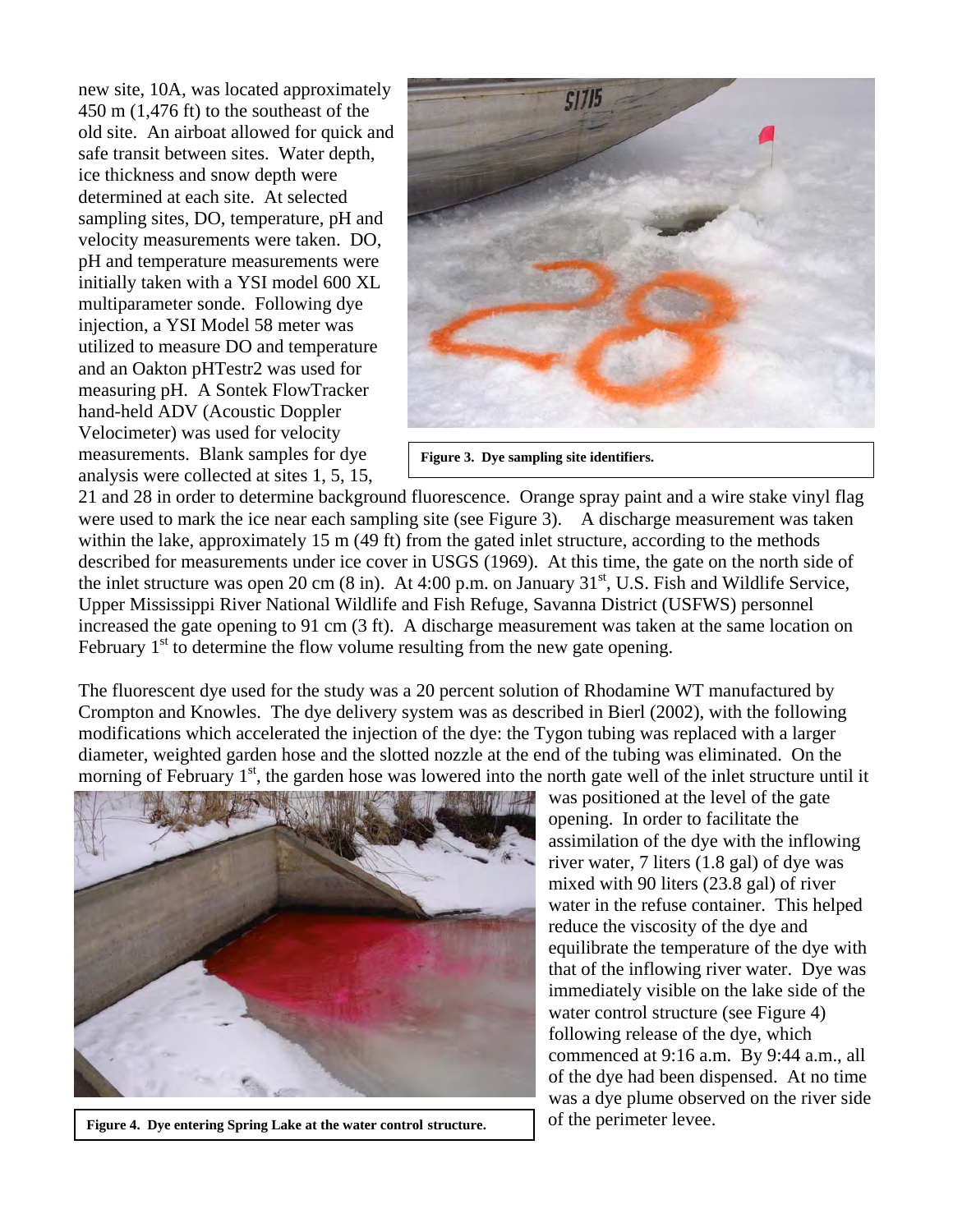new site, 10A, was located approximately 450 m (1,476 ft) to the southeast of the old site. An airboat allowed for quick and safe transit between sites. Water depth, ice thickness and snow depth were determined at each site. At selected sampling sites, DO, temperature, pH and velocity measurements were taken. DO, pH and temperature measurements were initially taken with a YSI model 600 XL multiparameter sonde. Following dye injection, a YSI Model 58 meter was utilized to measure DO and temperature and an Oakton pHTestr2 was used for measuring pH. A Sontek FlowTracker hand-held ADV (Acoustic Doppler Velocimeter) was used for velocity measurements. Blank samples for dye analysis were collected at sites 1, 5, 15, 21 and 28 in order to determine background fluorescence. Orange spray paint and a wire stake vinyl flag were used to mark the ice near each sampling site (see Figure 3). A discharge measurement was taken within the lake, approximately 15 m (49 ft) from the gated inlet structure, according to the methods described for measurements under ice cover in USGS (1969). At this time, the gate on the north side of the inlet structure was open 20 cm (8 in). At 4:00 p.m. on January 31st, U.S. Fish and Wildlife Service, Upper Mississippi River National Wildlife and Fish Refuge, Savanna District (USFWS) personnel increased the gate opening to 91 cm (3 ft). A discharge measurement was taken at the same location on February 1st to determine the flow volume resulting from the new gate opening.

**Figure 3. Dye sampling site identifiers.**

The fluorescent dye used for the study was a 20 percent solution of Rhodamine WT manufactured by Crompton and Knowles. The dye delivery system was as described in Bierl (2002), with the following modifications which accelerated the injection of the dye: the Tygon tubing was replaced with a larger diameter, weighted garden hose and the slotted nozzle at the end of the tubing was eliminated. On the morning of February 1st, the garden hose was lowered into the north gate well of the inlet structure until it was positioned at the level of the gate opening. In order to facilitate the assimilation of the dye with the inflowing river water, 7 liters (1.8 gal) of dye was mixed with 90 liters (23.8 gal) of river water in the refuse container. This helped reduce the viscosity of the dye and equilibrate the temperature of the dye with that of the inflowing river water. Dye was immediately visible on the lake side of the water control structure (see Figure 4) following release of the dye, which commenced at 9:16 a.m. By 9:44 a.m., all of the dye had been dispensed. At no time was a dye plume observed on the river side of the perimeter levee.

**Figure 4. Dye entering Spring Lake at the water control structure.**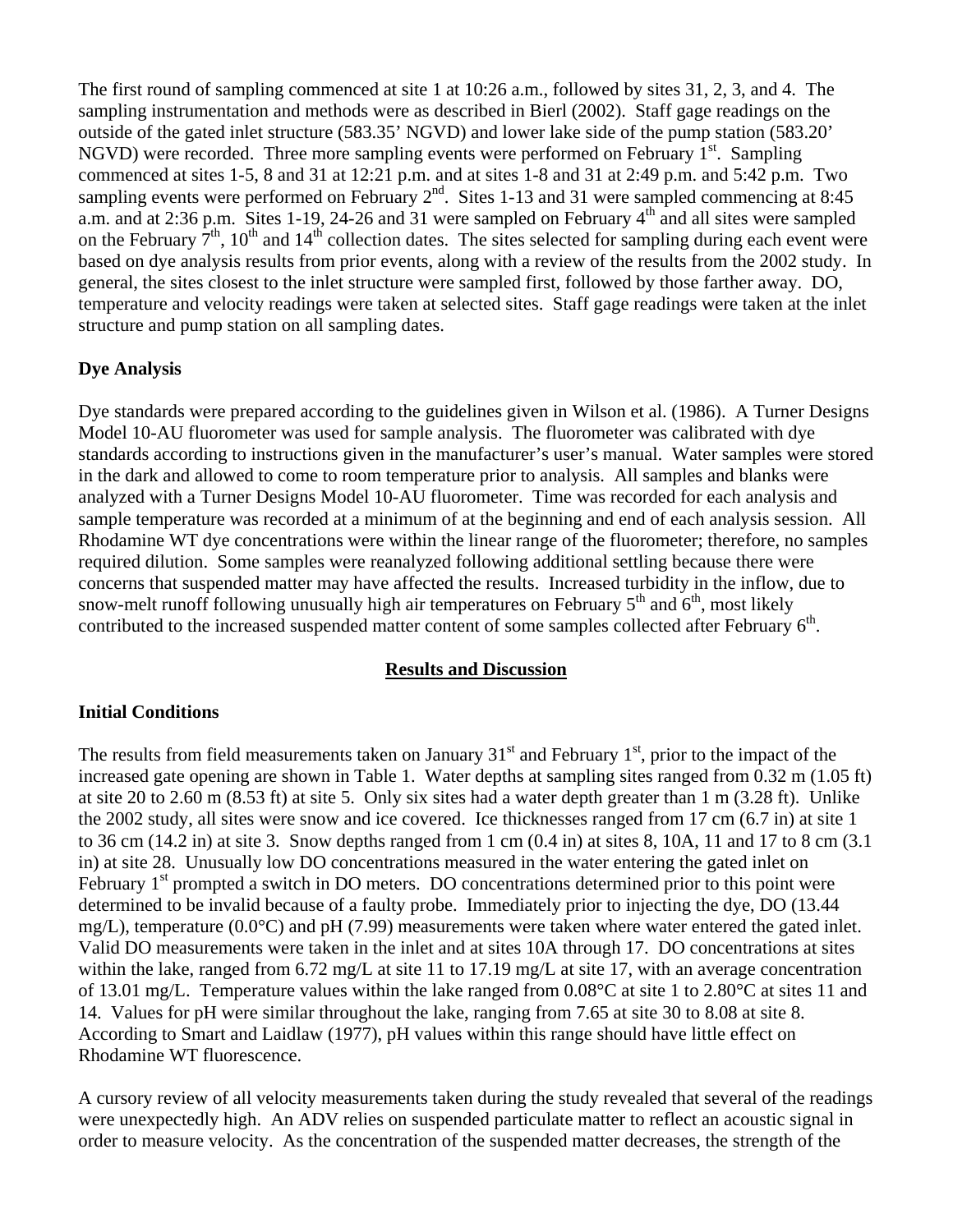The first round of sampling commenced at site 1 at 10:26 a.m., followed by sites 31, 2, 3, and 4. The sampling instrumentation and methods were as described in Bierl (2002). Staff gage readings on the outside of the gated inlet structure (583.35' NGVD) and lower lake side of the pump station (583.20' NGVD) were recorded. Three more sampling events were performed on February 1st. Sampling commenced at sites 1-5, 8 and 31 at 12:21 p.m. and at sites 1-8 and 31 at 2:49 p.m. and 5:42 p.m. Two sampling events were performed on February 2nd. Sites 1-13 and 31 were sampled commencing at 8:45 a.m. and at 2:36 p.m. Sites 1-19, 24-26 and 31 were sampled on February 4th and all sites were sampled on the February 7th, 10th and 14th collection dates. The sites selected for sampling during each event were based on dye analysis results from prior events, along with a review of the results from the 2002 study. In general, the sites closest to the inlet structure were sampled first, followed by those farther away. DO, temperature and velocity readings were taken at selected sites. Staff gage readings were taken at the inlet structure and pump station on all sampling dates.

## Dye Analysis

Dye standards were prepared according to the guidelines given in Wilson et al. (1986). A Turner Designs Model 10-AU fluorometer was used for sample analysis. The fluorometer was calibrated with dye standards according to instructions given in the manufacturer's user's manual. Water samples were stored in the dark and allowed to come to room temperature prior to analysis. All samples and blanks were analyzed with a Turner Designs Model 10-AU fluorometer. Time was recorded for each analysis and sample temperature was recorded at a minimum of at the beginning and end of each analysis session. All Rhodamine WT dye concentrations were within the linear range of the fluorometer; therefore, no samples required dilution. Some samples were reanalyzed following additional settling because there were concerns that suspended matter may have affected the results. Increased turbidity in the inflow, due to snow-melt runoff following unusually high air temperatures on February 5th and 6th, most likely contributed to the increased suspended matter content of some samples collected after February 6th.

# Results and Discussion

## Initial Conditions

The results from field measurements taken on January 31st and February 1st, prior to the impact of the increased gate opening are shown in Table 1. Water depths at sampling sites ranged from 0.32 m (1.05 ft) at site 20 to 2.60 m (8.53 ft) at site 5. Only six sites had a water depth greater than 1 m (3.28 ft). Unlike the 2002 study, all sites were snow and ice covered. Ice thicknesses ranged from 17 cm (6.7 in) at site 1 to 36 cm (14.2 in) at site 3. Snow depths ranged from 1 cm (0.4 in) at sites 8, 10A, 11 and 17 to 8 cm (3.1 in) at site 28. Unusually low DO concentrations measured in the water entering the gated inlet on February 1st prompted a switch in DO meters. DO concentrations determined prior to this point were determined to be invalid because of a faulty probe. Immediately prior to injecting the dye, DO (13.44 mg/L), temperature (0.0°C) and pH (7.99) measurements were taken where water entered the gated inlet. Valid DO measurements were taken in the inlet and at sites 10A through 17. DO concentrations at sites within the lake, ranged from 6.72 mg/L at site 11 to 17.19 mg/L at site 17, with an average concentration of 13.01 mg/L. Temperature values within the lake ranged from 0.08°C at site 1 to 2.80°C at sites 11 and 14. Values for pH were similar throughout the lake, ranging from 7.65 at site 30 to 8.08 at site 8. According to Smart and Laidlaw (1977), pH values within this range should have little effect on Rhodamine WT fluorescence.

A cursory review of all velocity measurements taken during the study revealed that several of the readings were unexpectedly high. An ADV relies on suspended particulate matter to reflect an acoustic signal in order to measure velocity. As the concentration of the suspended matter decreases, the strength of the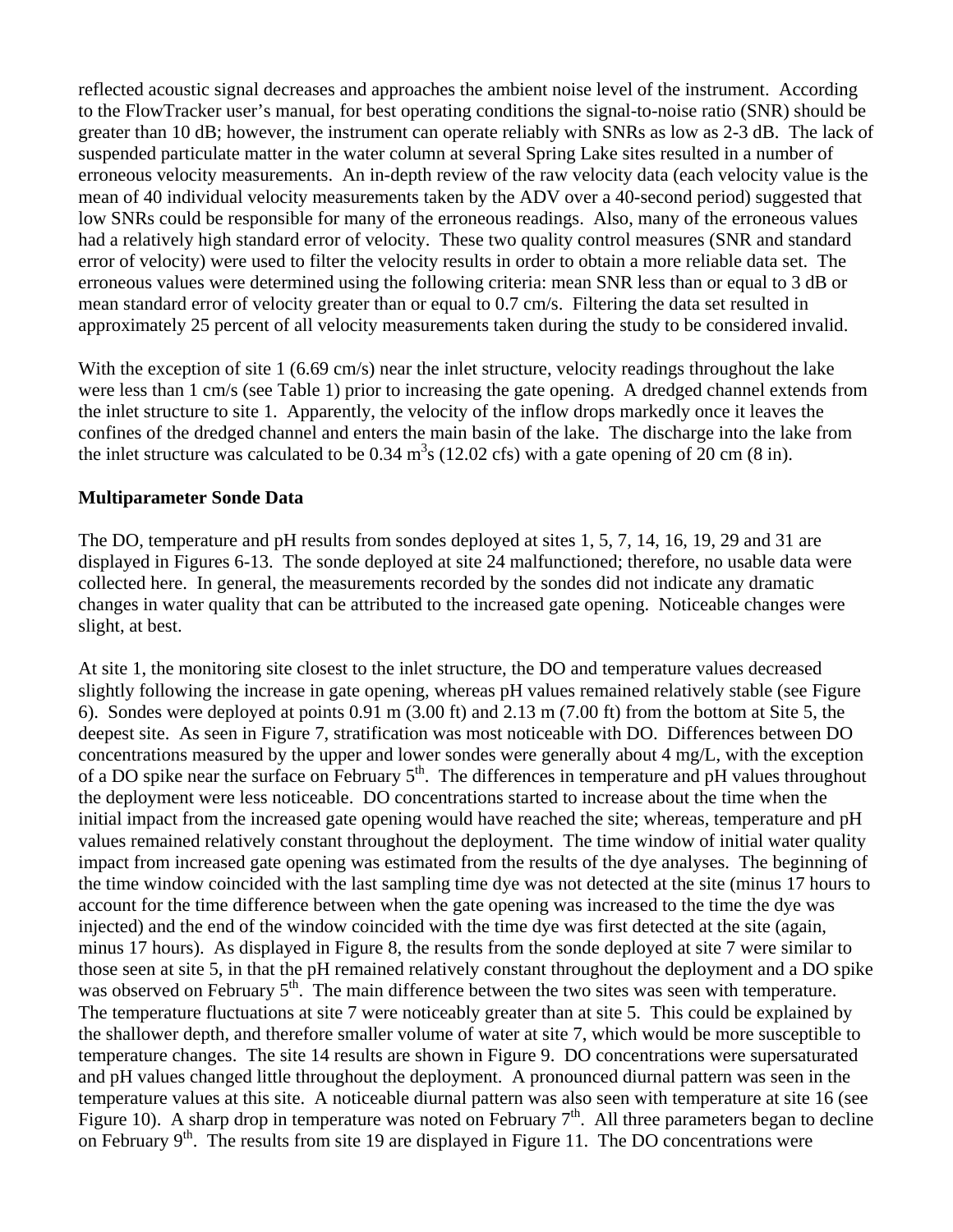reflected acoustic signal decreases and approaches the ambient noise level of the instrument. According to the FlowTracker user's manual, for best operating conditions the signal-to-noise ratio (SNR) should be greater than 10 dB; however, the instrument can operate reliably with SNRs as low as 2-3 dB. The lack of suspended particulate matter in the water column at several Spring Lake sites resulted in a number of erroneous velocity measurements. An in-depth review of the raw velocity data (each velocity value is the mean of 40 individual velocity measurements taken by the ADV over a 40-second period) suggested that low SNRs could be responsible for many of the erroneous readings. Also, many of the erroneous values had a relatively high standard error of velocity. These two quality control measures (SNR and standard error of velocity) were used to filter the velocity results in order to obtain a more reliable data set. The erroneous values were determined using the following criteria: mean SNR less than or equal to 3 dB or mean standard error of velocity greater than or equal to 0.7 cm/s. Filtering the data set resulted in approximately 25 percent of all velocity measurements taken during the study to be considered invalid.

With the exception of site 1 (6.69 cm/s) near the inlet structure, velocity readings throughout the lake were less than 1 cm/s (see Table 1) prior to increasing the gate opening. A dredged channel extends from the inlet structure to site 1. Apparently, the velocity of the inflow drops markedly once it leaves the confines of the dredged channel and enters the main basin of the lake. The discharge into the lake from the inlet structure was calculated to be 0.34 $m^3s$ (12.02 cfs) with a gate opening of 20 cm (8 in).

**Multiparameter Sonde Data**

The DO, temperature and pH results from sondes deployed at sites 1, 5, 7, 14, 16, 19, 29 and 31 are displayed in Figures 6-13. The sonde deployed at site 24 malfunctioned; therefore, no usable data were collected here. In general, the measurements recorded by the sondes did not indicate any dramatic changes in water quality that can be attributed to the increased gate opening. Noticeable changes were slight, at best.

At site 1, the monitoring site closest to the inlet structure, the DO and temperature values decreased slightly following the increase in gate opening, whereas pH values remained relatively stable (see Figure 6). Sondes were deployed at points 0.91 m (3.00 ft) and 2.13 m (7.00 ft) from the bottom at Site 5, the deepest site. As seen in Figure 7, stratification was most noticeable with DO. Differences between DO concentrations measured by the upper and lower sondes were generally about 4 mg/L, with the exception of a DO spike near the surface on February 5th. The differences in temperature and pH values throughout the deployment were less noticeable. DO concentrations started to increase about the time when the initial impact from the increased gate opening would have reached the site; whereas, temperature and pH values remained relatively constant throughout the deployment. The time window of initial water quality impact from increased gate opening was estimated from the results of the dye analyses. The beginning of the time window coincided with the last sampling time dye was not detected at the site (minus 17 hours to account for the time difference between when the gate opening was increased to the time the dye was injected) and the end of the window coincided with the time dye was first detected at the site (again, minus 17 hours). As displayed in Figure 8, the results from the sonde deployed at site 7 were similar to those seen at site 5, in that the pH remained relatively constant throughout the deployment and a DO spike was observed on February 5th. The main difference between the two sites was seen with temperature. The temperature fluctuations at site 7 were noticeably greater than at site 5. This could be explained by the shallower depth, and therefore smaller volume of water at site 7, which would be more susceptible to temperature changes. The site 14 results are shown in Figure 9. DO concentrations were supersaturated and pH values changed little throughout the deployment. A pronounced diurnal pattern was seen in the temperature values at this site. A noticeable diurnal pattern was also seen with temperature at site 16 (see Figure 10). A sharp drop in temperature was noted on February 7th. All three parameters began to decline on February 9th. The results from site 19 are displayed in Figure 11. The DO concentrations were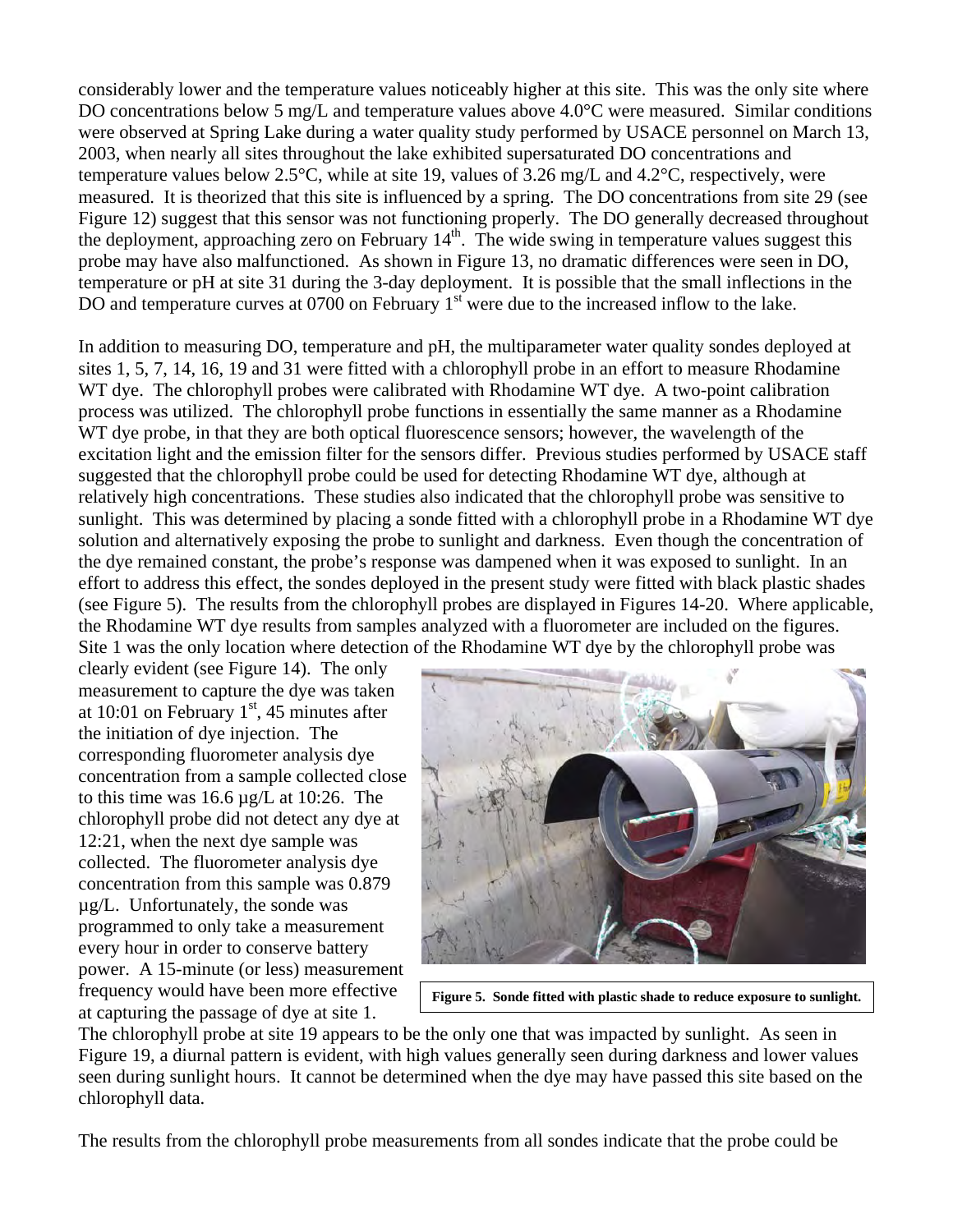considerably lower and the temperature values noticeably higher at this site. This was the only site where DO concentrations below 5 mg/L and temperature values above 4.0°C were measured. Similar conditions were observed at Spring Lake during a water quality study performed by USACE personnel on March 13, 2003, when nearly all sites throughout the lake exhibited supersaturated DO concentrations and temperature values below 2.5°C, while at site 19, values of 3.26 mg/L and 4.2°C, respectively, were measured. It is theorized that this site is influenced by a spring. The DO concentrations from site 29 (see Figure 12) suggest that this sensor was not functioning properly. The DO generally decreased throughout the deployment, approaching zero on February 14th. The wide swing in temperature values suggest this probe may have also malfunctioned. As shown in Figure 13, no dramatic differences were seen in DO, temperature or pH at site 31 during the 3-day deployment. It is possible that the small inflections in the DO and temperature curves at 0700 on February 1st were due to the increased inflow to the lake.

In addition to measuring DO, temperature and pH, the multiparameter water quality sondes deployed at sites 1, 5, 7, 14, 16, 19 and 31 were fitted with a chlorophyll probe in an effort to measure Rhodamine WT dye. The chlorophyll probes were calibrated with Rhodamine WT dye. A two-point calibration process was utilized. The chlorophyll probe functions in essentially the same manner as a Rhodamine WT dye probe, in that they are both optical fluorescence sensors; however, the wavelength of the excitation light and the emission filter for the sensors differ. Previous studies performed by USACE staff suggested that the chlorophyll probe could be used for detecting Rhodamine WT dye, although at relatively high concentrations. These studies also indicated that the chlorophyll probe was sensitive to sunlight. This was determined by placing a sonde fitted with a chlorophyll probe in a Rhodamine WT dye solution and alternatively exposing the probe to sunlight and darkness. Even though the concentration of the dye remained constant, the probe's response was dampened when it was exposed to sunlight. In an effort to address this effect, the sondes deployed in the present study were fitted with black plastic shades (see Figure 5). The results from the chlorophyll probes are displayed in Figures 14-20. Where applicable, the Rhodamine WT dye results from samples analyzed with a fluorometer are included on the figures. Site 1 was the only location where detection of the Rhodamine WT dye by the chlorophyll probe was clearly evident (see Figure 14). The only measurement to capture the dye was taken at 10:01 on February 1st, 45 minutes after the initiation of dye injection. The corresponding fluorometer analysis dye concentration from a sample collected close to this time was 16.6 µg/L at 10:26. The chlorophyll probe did not detect any dye at 12:21, when the next dye sample was collected. The fluorometer analysis dye concentration from this sample was 0.879 µg/L. Unfortunately, the sonde was programmed to only take a measurement every hour in order to conserve battery power. A 15-minute (or less) measurement frequency would have been more effective at capturing the passage of dye at site 1.

**Figure 5. Sonde fitted with plastic shade to reduce exposure to sunlight.**

The chlorophyll probe at site 19 appears to be the only one that was impacted by sunlight. As seen in Figure 19, a diurnal pattern is evident, with high values generally seen during darkness and lower values seen during sunlight hours. It cannot be determined when the dye may have passed this site based on the chlorophyll data.

The results from the chlorophyll probe measurements from all sondes indicate that the probe could be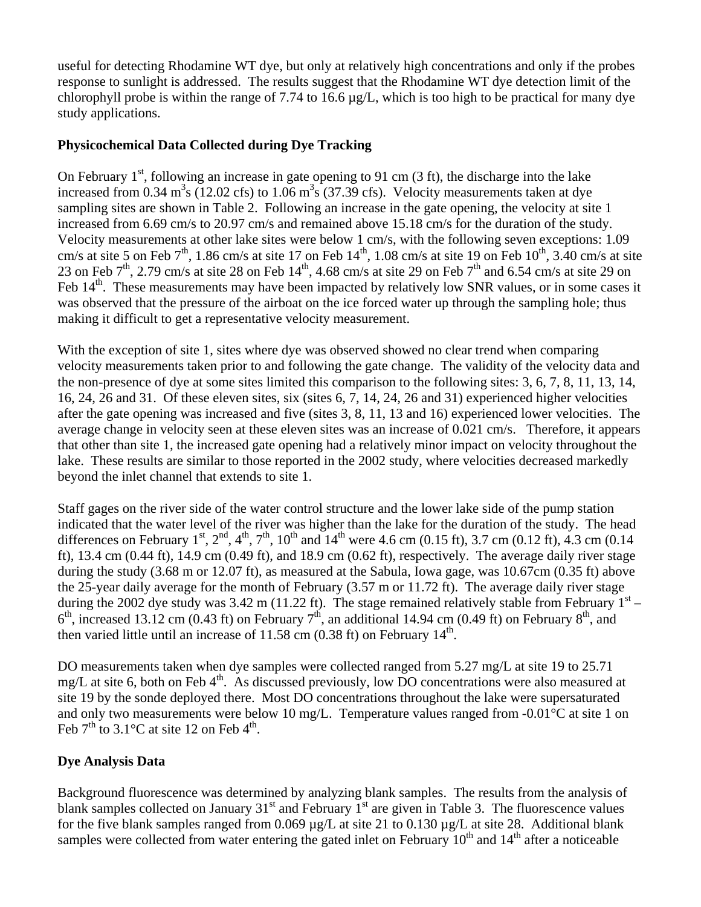useful for detecting Rhodamine WT dye, but only at relatively high concentrations and only if the probes response to sunlight is addressed. The results suggest that the Rhodamine WT dye detection limit of the chlorophyll probe is within the range of 7.74 to 16.6 µg/L, which is too high to be practical for many dye study applications.

**Physicochemical Data Collected during Dye Tracking**

On February 1st, following an increase in gate opening to 91 cm (3 ft), the discharge into the lake increased from 0.34 $m^3$s (12.02 cfs) to 1.06 $m^3$s (37.39 cfs). Velocity measurements taken at dye sampling sites are shown in Table 2. Following an increase in the gate opening, the velocity at site 1 increased from 6.69 cm/s to 20.97 cm/s and remained above 15.18 cm/s for the duration of the study. Velocity measurements at other lake sites were below 1 cm/s, with the following seven exceptions: 1.09 cm/s at site 5 on Feb 7th, 1.86 cm/s at site 17 on Feb 14th, 1.08 cm/s at site 19 on Feb 10th, 3.40 cm/s at site 23 on Feb 7th, 2.79 cm/s at site 28 on Feb 14th, 4.68 cm/s at site 29 on Feb 7th and 6.54 cm/s at site 29 on Feb 14th. These measurements may have been impacted by relatively low SNR values, or in some cases it was observed that the pressure of the airboat on the ice forced water up through the sampling hole; thus making it difficult to get a representative velocity measurement.

With the exception of site 1, sites where dye was observed showed no clear trend when comparing velocity measurements taken prior to and following the gate change. The validity of the velocity data and the non-presence of dye at some sites limited this comparison to the following sites: 3, 6, 7, 8, 11, 13, 14, 16, 24, 26 and 31. Of these eleven sites, six (sites 6, 7, 14, 24, 26 and 31) experienced higher velocities after the gate opening was increased and five (sites 3, 8, 11, 13 and 16) experienced lower velocities. The average change in velocity seen at these eleven sites was an increase of 0.021 cm/s. Therefore, it appears that other than site 1, the increased gate opening had a relatively minor impact on velocity throughout the lake. These results are similar to those reported in the 2002 study, where velocities decreased markedly beyond the inlet channel that extends to site 1.

Staff gages on the river side of the water control structure and the lower lake side of the pump station indicated that the water level of the river was higher than the lake for the duration of the study. The head differences on February 1st, 2nd, 4th, 7th, 10th and 14th were 4.6 cm (0.15 ft), 3.7 cm (0.12 ft), 4.3 cm (0.14 ft), 13.4 cm (0.44 ft), 14.9 cm (0.49 ft), and 18.9 cm (0.62 ft), respectively. The average daily river stage during the study (3.68 m or 12.07 ft), as measured at the Sabula, Iowa gage, was 10.67cm (0.35 ft) above the 25-year daily average for the month of February (3.57 m or 11.72 ft). The average daily river stage during the 2002 dye study was 3.42 m (11.22 ft). The stage remained relatively stable from February 1st – 6th, increased 13.12 cm (0.43 ft) on February 7th, an additional 14.94 cm (0.49 ft) on February 8th, and then varied little until an increase of 11.58 cm (0.38 ft) on February 14th.

DO measurements taken when dye samples were collected ranged from 5.27 mg/L at site 19 to 25.71 mg/L at site 6, both on Feb 4th. As discussed previously, low DO concentrations were also measured at site 19 by the sonde deployed there. Most DO concentrations throughout the lake were supersaturated and only two measurements were below 10 mg/L. Temperature values ranged from -0.01°C at site 1 on Feb 7th to 3.1°C at site 12 on Feb 4th.

**Dye Analysis Data**

Background fluorescence was determined by analyzing blank samples. The results from the analysis of blank samples collected on January 31st and February 1st are given in Table 3. The fluorescence values for the five blank samples ranged from 0.069 µg/L at site 21 to 0.130 µg/L at site 28. Additional blank samples were collected from water entering the gated inlet on February 10th and 14th after a noticeable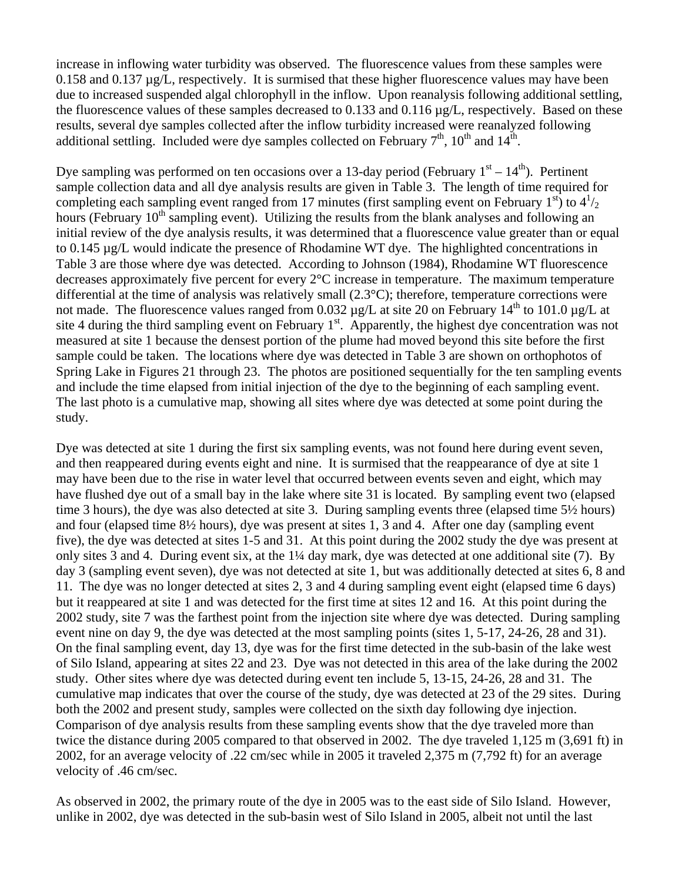increase in inflowing water turbidity was observed. The fluorescence values from these samples were 0.158 and 0.137 µg/L, respectively. It is surmised that these higher fluorescence values may have been due to increased suspended algal chlorophyll in the inflow. Upon reanalysis following additional settling, the fluorescence values of these samples decreased to 0.133 and 0.116 µg/L, respectively. Based on these results, several dye samples collected after the inflow turbidity increased were reanalyzed following additional settling. Included were dye samples collected on February 7th, 10th and 14th.

Dye sampling was performed on ten occasions over a 13-day period (February 1st – 14th). Pertinent sample collection data and all dye analysis results are given in Table 3. The length of time required for completing each sampling event ranged from 17 minutes (first sampling event on February 1st) to 4½ hours (February 10th sampling event). Utilizing the results from the blank analyses and following an initial review of the dye analysis results, it was determined that a fluorescence value greater than or equal to 0.145 µg/L would indicate the presence of Rhodamine WT dye. The highlighted concentrations in Table 3 are those where dye was detected. According to Johnson (1984), Rhodamine WT fluorescence decreases approximately five percent for every 2°C increase in temperature. The maximum temperature differential at the time of analysis was relatively small (2.3°C); therefore, temperature corrections were not made. The fluorescence values ranged from 0.032 µg/L at site 20 on February 14th to 101.0 µg/L at site 4 during the third sampling event on February 1st. Apparently, the highest dye concentration was not measured at site 1 because the densest portion of the plume had moved beyond this site before the first sample could be taken. The locations where dye was detected in Table 3 are shown on orthophotos of Spring Lake in Figures 21 through 23. The photos are positioned sequentially for the ten sampling events and include the time elapsed from initial injection of the dye to the beginning of each sampling event. The last photo is a cumulative map, showing all sites where dye was detected at some point during the study.

Dye was detected at site 1 during the first six sampling events, was not found here during event seven, and then reappeared during events eight and nine. It is surmised that the reappearance of dye at site 1 may have been due to the rise in water level that occurred between events seven and eight, which may have flushed dye out of a small bay in the lake where site 31 is located. By sampling event two (elapsed time 3 hours), the dye was also detected at site 3. During sampling events three (elapsed time 5½ hours) and four (elapsed time 8½ hours), dye was present at sites 1, 3 and 4. After one day (sampling event five), the dye was detected at sites 1-5 and 31. At this point during the 2002 study the dye was present at only sites 3 and 4. During event six, at the 1¼ day mark, dye was detected at one additional site (7). By day 3 (sampling event seven), dye was not detected at site 1, but was additionally detected at sites 6, 8 and 11. The dye was no longer detected at sites 2, 3 and 4 during sampling event eight (elapsed time 6 days) but it reappeared at site 1 and was detected for the first time at sites 12 and 16. At this point during the 2002 study, site 7 was the farthest point from the injection site where dye was detected. During sampling event nine on day 9, the dye was detected at the most sampling points (sites 1, 5-17, 24-26, 28 and 31). On the final sampling event, day 13, dye was for the first time detected in the sub-basin of the lake west of Silo Island, appearing at sites 22 and 23. Dye was not detected in this area of the lake during the 2002 study. Other sites where dye was detected during event ten include 5, 13-15, 24-26, 28 and 31. The cumulative map indicates that over the course of the study, dye was detected at 23 of the 29 sites. During both the 2002 and present study, samples were collected on the sixth day following dye injection. Comparison of dye analysis results from these sampling events show that the dye traveled more than twice the distance during 2005 compared to that observed in 2002. The dye traveled 1,125 m (3,691 ft) in 2002, for an average velocity of .22 cm/sec while in 2005 it traveled 2,375 m (7,792 ft) for an average velocity of .46 cm/sec.

As observed in 2002, the primary route of the dye in 2005 was to the east side of Silo Island. However, unlike in 2002, dye was detected in the sub-basin west of Silo Island in 2005, albeit not until the last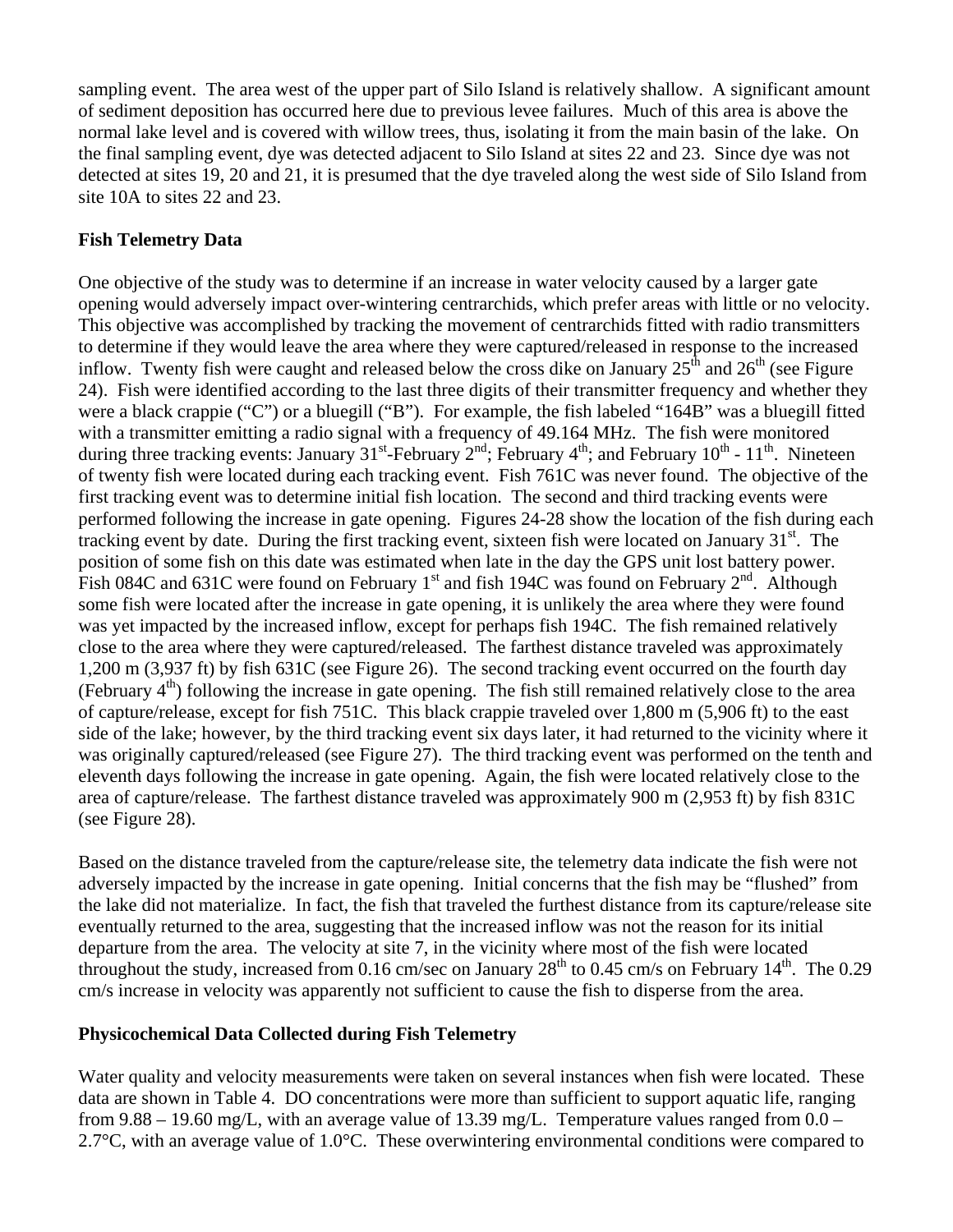sampling event. The area west of the upper part of Silo Island is relatively shallow. A significant amount of sediment deposition has occurred here due to previous levee failures. Much of this area is above the normal lake level and is covered with willow trees, thus, isolating it from the main basin of the lake. On the final sampling event, dye was detected adjacent to Silo Island at sites 22 and 23. Since dye was not detected at sites 19, 20 and 21, it is presumed that the dye traveled along the west side of Silo Island from site 10A to sites 22 and 23.

**Fish Telemetry Data**

One objective of the study was to determine if an increase in water velocity caused by a larger gate opening would adversely impact over-wintering centrarchids, which prefer areas with little or no velocity. This objective was accomplished by tracking the movement of centrarchids fitted with radio transmitters to determine if they would leave the area where they were captured/released in response to the increased inflow. Twenty fish were caught and released below the cross dike on January 25th and 26th (see Figure 24). Fish were identified according to the last three digits of their transmitter frequency and whether they were a black crappie ("C") or a bluegill ("B"). For example, the fish labeled "164B" was a bluegill fitted with a transmitter emitting a radio signal with a frequency of 49.164 MHz. The fish were monitored during three tracking events: January 31st-February 2nd; February 4th; and February 10th - 11th. Nineteen of twenty fish were located during each tracking event. Fish 761C was never found. The objective of the first tracking event was to determine initial fish location. The second and third tracking events were performed following the increase in gate opening. Figures 24-28 show the location of the fish during each tracking event by date. During the first tracking event, sixteen fish were located on January 31st. The position of some fish on this date was estimated when late in the day the GPS unit lost battery power. Fish 084C and 631C were found on February 1st and fish 194C was found on February 2nd. Although some fish were located after the increase in gate opening, it is unlikely the area where they were found was yet impacted by the increased inflow, except for perhaps fish 194C. The fish remained relatively close to the area where they were captured/released. The farthest distance traveled was approximately 1,200 m (3,937 ft) by fish 631C (see Figure 26). The second tracking event occurred on the fourth day (February 4th) following the increase in gate opening. The fish still remained relatively close to the area of capture/release, except for fish 751C. This black crappie traveled over 1,800 m (5,906 ft) to the east side of the lake; however, by the third tracking event six days later, it had returned to the vicinity where it was originally captured/released (see Figure 27). The third tracking event was performed on the tenth and eleventh days following the increase in gate opening. Again, the fish were located relatively close to the area of capture/release. The farthest distance traveled was approximately 900 m (2,953 ft) by fish 831C (see Figure 28).

Based on the distance traveled from the capture/release site, the telemetry data indicate the fish were not adversely impacted by the increase in gate opening. Initial concerns that the fish may be "flushed" from the lake did not materialize. In fact, the fish that traveled the furthest distance from its capture/release site eventually returned to the area, suggesting that the increased inflow was not the reason for its initial departure from the area. The velocity at site 7, in the vicinity where most of the fish were located throughout the study, increased from 0.16 cm/sec on January 28th to 0.45 cm/s on February 14th. The 0.29 cm/s increase in velocity was apparently not sufficient to cause the fish to disperse from the area.

**Physicochemical Data Collected during Fish Telemetry**

Water quality and velocity measurements were taken on several instances when fish were located. These data are shown in Table 4. DO concentrations were more than sufficient to support aquatic life, ranging from 9.88 – 19.60 mg/L, with an average value of 13.39 mg/L. Temperature values ranged from 0.0 – 2.7°C, with an average value of 1.0°C. These overwintering environmental conditions were compared to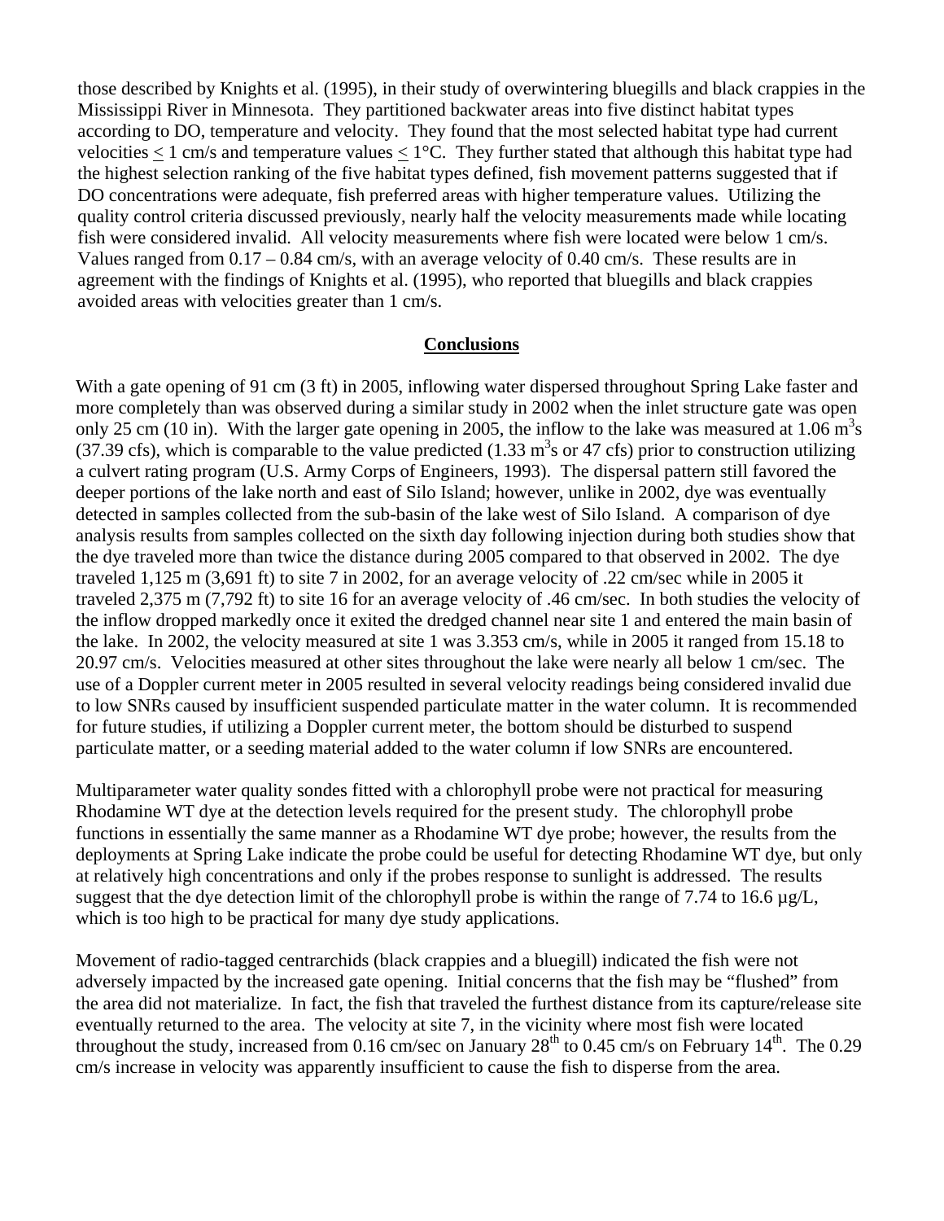those described by Knights et al. (1995), in their study of overwintering bluegills and black crappies in the Mississippi River in Minnesota. They partitioned backwater areas into five distinct habitat types according to DO, temperature and velocity. They found that the most selected habitat type had current velocities $\leq$ 1 cm/s and temperature values $\leq$ 1°C. They further stated that although this habitat type had the highest selection ranking of the five habitat types defined, fish movement patterns suggested that if DO concentrations were adequate, fish preferred areas with higher temperature values. Utilizing the quality control criteria discussed previously, nearly half the velocity measurements made while locating fish were considered invalid. All velocity measurements where fish were located were below 1 cm/s. Values ranged from 0.17 – 0.84 cm/s, with an average velocity of 0.40 cm/s. These results are in agreement with the findings of Knights et al. (1995), who reported that bluegills and black crappies avoided areas with velocities greater than 1 cm/s.

## Conclusions

With a gate opening of 91 cm (3 ft) in 2005, inflowing water dispersed throughout Spring Lake faster and more completely than was observed during a similar study in 2002 when the inlet structure gate was open only 25 cm (10 in). With the larger gate opening in 2005, the inflow to the lake was measured at 1.06 $m^3$s (37.39 cfs), which is comparable to the value predicted (1.33 $m^3$s or 47 cfs) prior to construction utilizing a culvert rating program (U.S. Army Corps of Engineers, 1993). The dispersal pattern still favored the deeper portions of the lake north and east of Silo Island; however, unlike in 2002, dye was eventually detected in samples collected from the sub-basin of the lake west of Silo Island. A comparison of dye analysis results from samples collected on the sixth day following injection during both studies show that the dye traveled more than twice the distance during 2005 compared to that observed in 2002. The dye traveled 1,125 m (3,691 ft) to site 7 in 2002, for an average velocity of .22 cm/sec while in 2005 it traveled 2,375 m (7,792 ft) to site 16 for an average velocity of .46 cm/sec. In both studies the velocity of the inflow dropped markedly once it exited the dredged channel near site 1 and entered the main basin of the lake. In 2002, the velocity measured at site 1 was 3.353 cm/s, while in 2005 it ranged from 15.18 to 20.97 cm/s. Velocities measured at other sites throughout the lake were nearly all below 1 cm/sec. The use of a Doppler current meter in 2005 resulted in several velocity readings being considered invalid due to low SNRs caused by insufficient suspended particulate matter in the water column. It is recommended for future studies, if utilizing a Doppler current meter, the bottom should be disturbed to suspend particulate matter, or a seeding material added to the water column if low SNRs are encountered.

Multiparameter water quality sondes fitted with a chlorophyll probe were not practical for measuring Rhodamine WT dye at the detection levels required for the present study. The chlorophyll probe functions in essentially the same manner as a Rhodamine WT dye probe; however, the results from the deployments at Spring Lake indicate the probe could be useful for detecting Rhodamine WT dye, but only at relatively high concentrations and only if the probes response to sunlight is addressed. The results suggest that the dye detection limit of the chlorophyll probe is within the range of 7.74 to 16.6 µg/L, which is too high to be practical for many dye study applications.

Movement of radio-tagged centrarchids (black crappies and a bluegill) indicated the fish were not adversely impacted by the increased gate opening. Initial concerns that the fish may be "flushed" from the area did not materialize. In fact, the fish that traveled the furthest distance from its capture/release site eventually returned to the area. The velocity at site 7, in the vicinity where most fish were located throughout the study, increased from 0.16 cm/sec on January 28th to 0.45 cm/s on February 14th. The 0.29 cm/s increase in velocity was apparently insufficient to cause the fish to disperse from the area.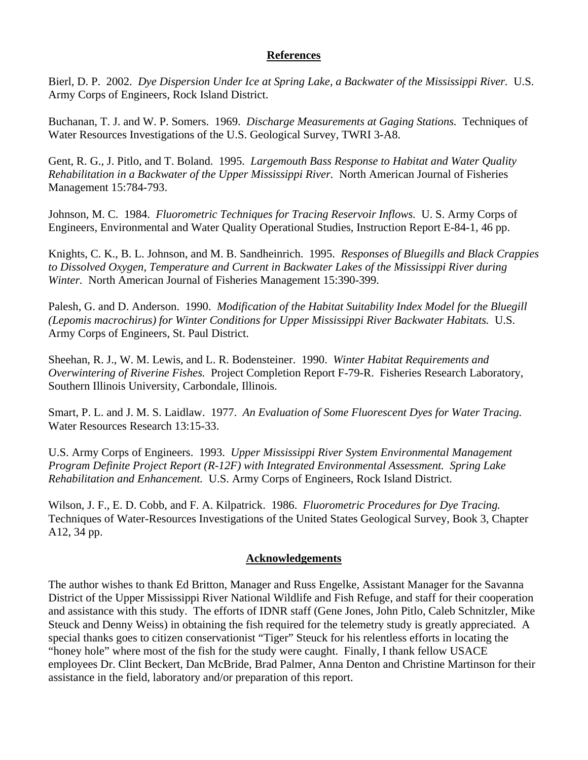## References

Bierl, D. P. 2002. *Dye Dispersion Under Ice at Spring Lake, a Backwater of the Mississippi River.* U.S. Army Corps of Engineers, Rock Island District.

Buchanan, T. J. and W. P. Somers. 1969. *Discharge Measurements at Gaging Stations.* Techniques of Water Resources Investigations of the U.S. Geological Survey, TWRI 3-A8.

Gent, R. G., J. Pitlo, and T. Boland. 1995. *Largemouth Bass Response to Habitat and Water Quality Rehabilitation in a Backwater of the Upper Mississippi River.* North American Journal of Fisheries Management 15:784-793.

Johnson, M. C. 1984. *Fluorometric Techniques for Tracing Reservoir Inflows.* U. S. Army Corps of Engineers, Environmental and Water Quality Operational Studies, Instruction Report E-84-1, 46 pp.

Knights, C. K., B. L. Johnson, and M. B. Sandheinrich. 1995. *Responses of Bluegills and Black Crappies to Dissolved Oxygen, Temperature and Current in Backwater Lakes of the Mississippi River during Winter.* North American Journal of Fisheries Management 15:390-399.

Palesh, G. and D. Anderson. 1990. *Modification of the Habitat Suitability Index Model for the Bluegill (Lepomis macrochirus) for Winter Conditions for Upper Mississippi River Backwater Habitats.* U.S. Army Corps of Engineers, St. Paul District.

Sheehan, R. J., W. M. Lewis, and L. R. Bodensteiner. 1990. *Winter Habitat Requirements and Overwintering of Riverine Fishes.* Project Completion Report F-79-R. Fisheries Research Laboratory, Southern Illinois University, Carbondale, Illinois.

Smart, P. L. and J. M. S. Laidlaw. 1977. *An Evaluation of Some Fluorescent Dyes for Water Tracing.* Water Resources Research 13:15-33.

U.S. Army Corps of Engineers. 1993. *Upper Mississippi River System Environmental Management Program Definite Project Report (R-12F) with Integrated Environmental Assessment. Spring Lake Rehabilitation and Enhancement.* U.S. Army Corps of Engineers, Rock Island District.

Wilson, J. F., E. D. Cobb, and F. A. Kilpatrick. 1986. *Fluorometric Procedures for Dye Tracing.* Techniques of Water-Resources Investigations of the United States Geological Survey, Book 3, Chapter A12, 34 pp.

## Acknowledgements

The author wishes to thank Ed Britton, Manager and Russ Engelke, Assistant Manager for the Savanna District of the Upper Mississippi River National Wildlife and Fish Refuge, and staff for their cooperation and assistance with this study. The efforts of IDNR staff (Gene Jones, John Pitlo, Caleb Schnitzler, Mike Steuck and Denny Weiss) in obtaining the fish required for the telemetry study is greatly appreciated. A special thanks goes to citizen conservationist "Tiger" Steuck for his relentless efforts in locating the "honey hole" where most of the fish for the study were caught. Finally, I thank fellow USACE employees Dr. Clint Beckert, Dan McBride, Brad Palmer, Anna Denton and Christine Martinson for their assistance in the field, laboratory and/or preparation of this report.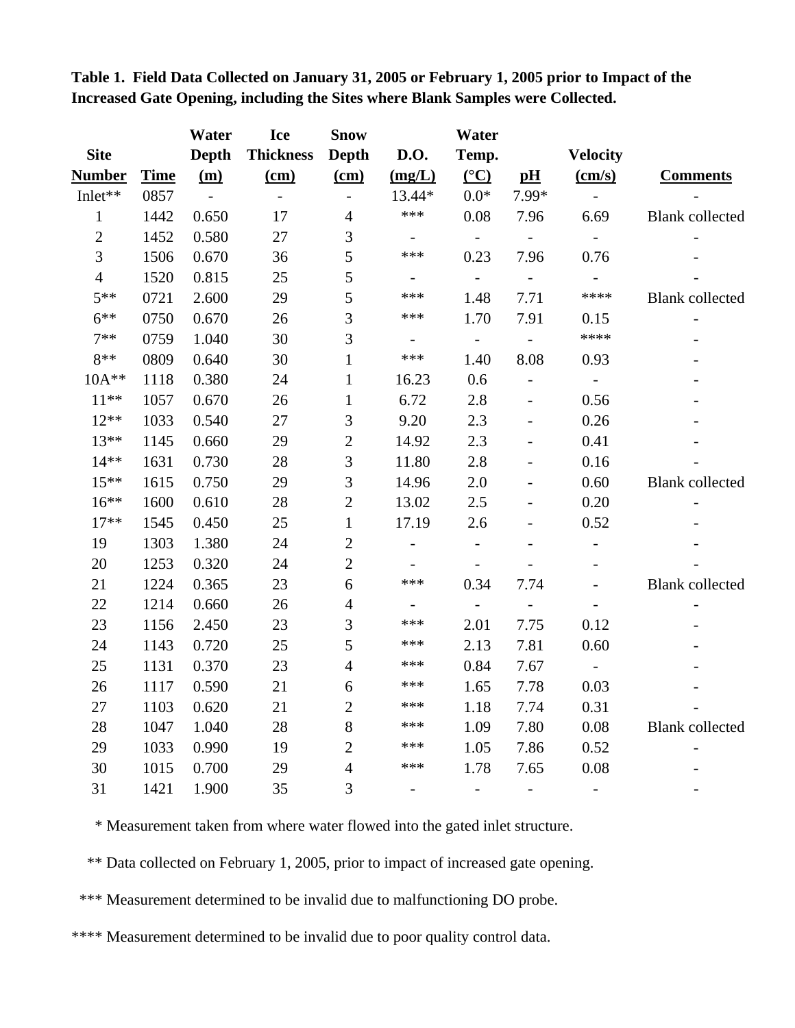**Table 1. Field Data Collected on January 31, 2005 or February 1, 2005 prior to Impact of the Increased Gate Opening, including the Sites where Blank Samples were Collected.**

| Site Number | Time | Water Depth (m) | Ice Thickness (cm) | Snow Depth (cm) | D.O. (mg/L) | Water Temp. (°C) | pH | Velocity (cm/s) | Comments |
|---|---|---|---|---|---|---|---|---|---|
| Inlet** | 0857 | - | - | - | 13.44* | 0.0* | 7.99* | - | - |
| 1 | 1442 | 0.650 | 17 | 4 | *** | 0.08 | 7.96 | 6.69 | Blank collected |
| 2 | 1452 | 0.580 | 27 | 3 | - | - | - | - | - |
| 3 | 1506 | 0.670 | 36 | 5 | *** | 0.23 | 7.96 | 0.76 | - |
| 4 | 1520 | 0.815 | 25 | 5 | - | - | - | - | - |
| 5** | 0721 | 2.600 | 29 | 5 | *** | 1.48 | 7.71 | **** | Blank collected |
| 6** | 0750 | 0.670 | 26 | 3 | *** | 1.70 | 7.91 | 0.15 | - |
| 7** | 0759 | 1.040 | 30 | 3 | - | - | - | **** | - |
| 8** | 0809 | 0.640 | 30 | 1 | *** | 1.40 | 8.08 | 0.93 | - |
| 10A** | 1118 | 0.380 | 24 | 1 | 16.23 | 0.6 | - | - | - |
| 11** | 1057 | 0.670 | 26 | 1 | 6.72 | 2.8 | - | 0.56 | - |
| 12** | 1033 | 0.540 | 27 | 3 | 9.20 | 2.3 | - | 0.26 | - |
| 13** | 1145 | 0.660 | 29 | 2 | 14.92 | 2.3 | - | 0.41 | - |
| 14** | 1631 | 0.730 | 28 | 3 | 11.80 | 2.8 | - | 0.16 | - |
| 15** | 1615 | 0.750 | 29 | 3 | 14.96 | 2.0 | - | 0.60 | Blank collected |
| 16** | 1600 | 0.610 | 28 | 2 | 13.02 | 2.5 | - | 0.20 | - |
| 17** | 1545 | 0.450 | 25 | 1 | 17.19 | 2.6 | - | 0.52 | - |
| 19 | 1303 | 1.380 | 24 | 2 | - | - | - | - | - |
| 20 | 1253 | 0.320 | 24 | 2 | - | - | - | - | - |
| 21 | 1224 | 0.365 | 23 | 6 | *** | 0.34 | 7.74 | - | Blank collected |
| 22 | 1214 | 0.660 | 26 | 4 | - | - | - | - | - |
| 23 | 1156 | 2.450 | 23 | 3 | *** | 2.01 | 7.75 | 0.12 | - |
| 24 | 1143 | 0.720 | 25 | 5 | *** | 2.13 | 7.81 | 0.60 | - |
| 25 | 1131 | 0.370 | 23 | 4 | *** | 0.84 | 7.67 | - | - |
| 26 | 1117 | 0.590 | 21 | 6 | *** | 1.65 | 7.78 | 0.03 | - |
| 27 | 1103 | 0.620 | 21 | 2 | *** | 1.18 | 7.74 | 0.31 | - |
| 28 | 1047 | 1.040 | 28 | 8 | *** | 1.09 | 7.80 | 0.08 | Blank collected |
| 29 | 1033 | 0.990 | 19 | 2 | *** | 1.05 | 7.86 | 0.52 | - |
| 30 | 1015 | 0.700 | 29 | 4 | *** | 1.78 | 7.65 | 0.08 | - |
| 31 | 1421 | 1.900 | 35 | 3 | - | - | - | - | - |

\* Measurement taken from where water flowed into the gated inlet structure.

** Data collected on February 1, 2005, prior to impact of increased gate opening.

*** Measurement determined to be invalid due to malfunctioning DO probe.

**** Measurement determined to be invalid due to poor quality control data.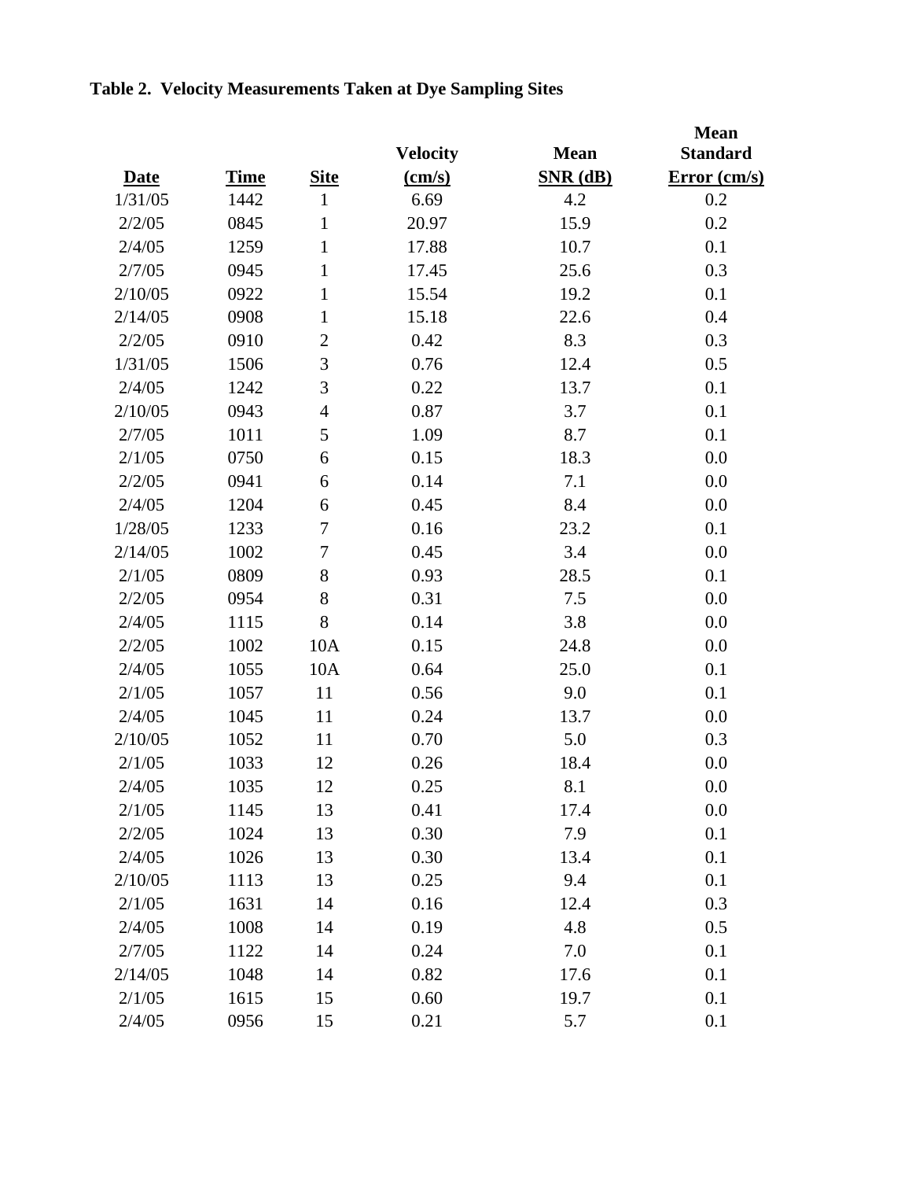**Table 2. Velocity Measurements Taken at Dye Sampling Sites**

| Date | Time | Site | Velocity (cm/s) | Mean SNR (dB) | Mean Standard Error (cm/s) |
|---|---|---|---|---|---|
| 1/31/05 | 1442 | 1 | 6.69 | 4.2 | 0.2 |
| 2/2/05 | 0845 | 1 | 20.97 | 15.9 | 0.2 |
| 2/4/05 | 1259 | 1 | 17.88 | 10.7 | 0.1 |
| 2/7/05 | 0945 | 1 | 17.45 | 25.6 | 0.3 |
| 2/10/05 | 0922 | 1 | 15.54 | 19.2 | 0.1 |
| 2/14/05 | 0908 | 1 | 15.18 | 22.6 | 0.4 |
| 2/2/05 | 0910 | 2 | 0.42 | 8.3 | 0.3 |
| 1/31/05 | 1506 | 3 | 0.76 | 12.4 | 0.5 |
| 2/4/05 | 1242 | 3 | 0.22 | 13.7 | 0.1 |
| 2/10/05 | 0943 | 4 | 0.87 | 3.7 | 0.1 |
| 2/7/05 | 1011 | 5 | 1.09 | 8.7 | 0.1 |
| 2/1/05 | 0750 | 6 | 0.15 | 18.3 | 0.0 |
| 2/2/05 | 0941 | 6 | 0.14 | 7.1 | 0.0 |
| 2/4/05 | 1204 | 6 | 0.45 | 8.4 | 0.0 |
| 1/28/05 | 1233 | 7 | 0.16 | 23.2 | 0.1 |
| 2/14/05 | 1002 | 7 | 0.45 | 3.4 | 0.0 |
| 2/1/05 | 0809 | 8 | 0.93 | 28.5 | 0.1 |
| 2/2/05 | 0954 | 8 | 0.31 | 7.5 | 0.0 |
| 2/4/05 | 1115 | 8 | 0.14 | 3.8 | 0.0 |
| 2/2/05 | 1002 | 10A | 0.15 | 24.8 | 0.0 |
| 2/4/05 | 1055 | 10A | 0.64 | 25.0 | 0.1 |
| 2/1/05 | 1057 | 11 | 0.56 | 9.0 | 0.1 |
| 2/4/05 | 1045 | 11 | 0.24 | 13.7 | 0.0 |
| 2/10/05 | 1052 | 11 | 0.70 | 5.0 | 0.3 |
| 2/1/05 | 1033 | 12 | 0.26 | 18.4 | 0.0 |
| 2/4/05 | 1035 | 12 | 0.25 | 8.1 | 0.0 |
| 2/1/05 | 1145 | 13 | 0.41 | 17.4 | 0.0 |
| 2/2/05 | 1024 | 13 | 0.30 | 7.9 | 0.1 |
| 2/4/05 | 1026 | 13 | 0.30 | 13.4 | 0.1 |
| 2/10/05 | 1113 | 13 | 0.25 | 9.4 | 0.1 |
| 2/1/05 | 1631 | 14 | 0.16 | 12.4 | 0.3 |
| 2/4/05 | 1008 | 14 | 0.19 | 4.8 | 0.5 |
| 2/7/05 | 1122 | 14 | 0.24 | 7.0 | 0.1 |
| 2/14/05 | 1048 | 14 | 0.82 | 17.6 | 0.1 |
| 2/1/05 | 1615 | 15 | 0.60 | 19.7 | 0.1 |
| 2/4/05 | 0956 | 15 | 0.21 | 5.7 | 0.1 |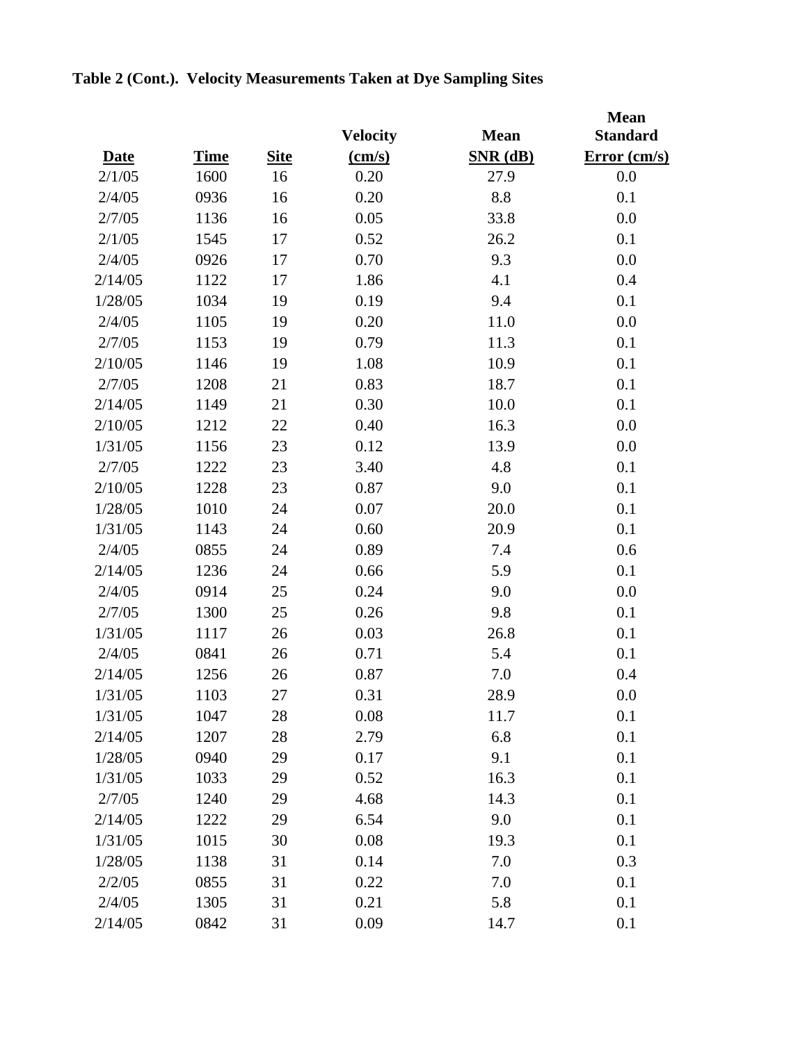**Table 2 (Cont.). Velocity Measurements Taken at Dye Sampling Sites**

| Date | Time | Site | Velocity (cm/s) | Mean SNR (dB) | Mean Standard Error (cm/s) |
|---|---|---|---|---|---|
| 2/1/05 | 1600 | 16 | 0.20 | 27.9 | 0.0 |
| 2/4/05 | 0936 | 16 | 0.20 | 8.8 | 0.1 |
| 2/7/05 | 1136 | 16 | 0.05 | 33.8 | 0.0 |
| 2/1/05 | 1545 | 17 | 0.52 | 26.2 | 0.1 |
| 2/4/05 | 0926 | 17 | 0.70 | 9.3 | 0.0 |
| 2/14/05 | 1122 | 17 | 1.86 | 4.1 | 0.4 |
| 1/28/05 | 1034 | 19 | 0.19 | 9.4 | 0.1 |
| 2/4/05 | 1105 | 19 | 0.20 | 11.0 | 0.0 |
| 2/7/05 | 1153 | 19 | 0.79 | 11.3 | 0.1 |
| 2/10/05 | 1146 | 19 | 1.08 | 10.9 | 0.1 |
| 2/7/05 | 1208 | 21 | 0.83 | 18.7 | 0.1 |
| 2/14/05 | 1149 | 21 | 0.30 | 10.0 | 0.1 |
| 2/10/05 | 1212 | 22 | 0.40 | 16.3 | 0.0 |
| 1/31/05 | 1156 | 23 | 0.12 | 13.9 | 0.0 |
| 2/7/05 | 1222 | 23 | 3.40 | 4.8 | 0.1 |
| 2/10/05 | 1228 | 23 | 0.87 | 9.0 | 0.1 |
| 1/28/05 | 1010 | 24 | 0.07 | 20.0 | 0.1 |
| 1/31/05 | 1143 | 24 | 0.60 | 20.9 | 0.1 |
| 2/4/05 | 0855 | 24 | 0.89 | 7.4 | 0.6 |
| 2/14/05 | 1236 | 24 | 0.66 | 5.9 | 0.1 |
| 2/4/05 | 0914 | 25 | 0.24 | 9.0 | 0.0 |
| 2/7/05 | 1300 | 25 | 0.26 | 9.8 | 0.1 |
| 1/31/05 | 1117 | 26 | 0.03 | 26.8 | 0.1 |
| 2/4/05 | 0841 | 26 | 0.71 | 5.4 | 0.1 |
| 2/14/05 | 1256 | 26 | 0.87 | 7.0 | 0.4 |
| 1/31/05 | 1103 | 27 | 0.31 | 28.9 | 0.0 |
| 1/31/05 | 1047 | 28 | 0.08 | 11.7 | 0.1 |
| 2/14/05 | 1207 | 28 | 2.79 | 6.8 | 0.1 |
| 1/28/05 | 0940 | 29 | 0.17 | 9.1 | 0.1 |
| 1/31/05 | 1033 | 29 | 0.52 | 16.3 | 0.1 |
| 2/7/05 | 1240 | 29 | 4.68 | 14.3 | 0.1 |
| 2/14/05 | 1222 | 29 | 6.54 | 9.0 | 0.1 |
| 1/31/05 | 1015 | 30 | 0.08 | 19.3 | 0.1 |
| 1/28/05 | 1138 | 31 | 0.14 | 7.0 | 0.3 |
| 2/2/05 | 0855 | 31 | 0.22 | 7.0 | 0.1 |
| 2/4/05 | 1305 | 31 | 0.21 | 5.8 | 0.1 |
| 2/14/05 | 0842 | 31 | 0.09 | 14.7 | 0.1 |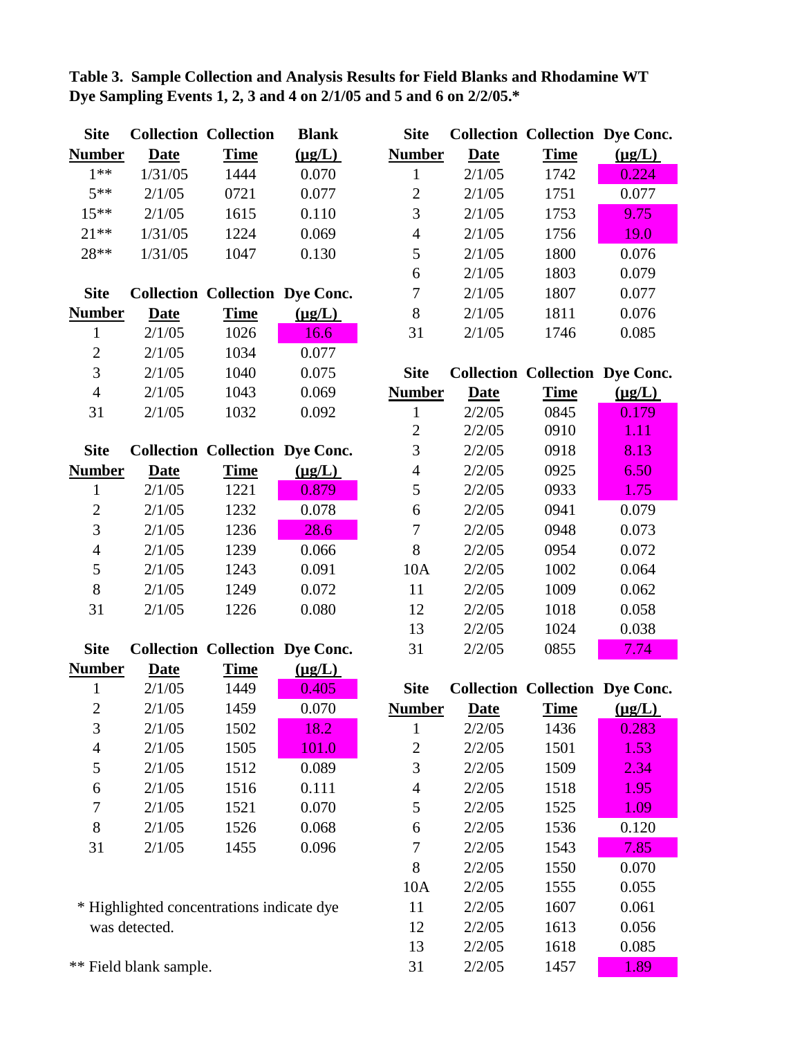**Table 3. Sample Collection and Analysis Results for Field Blanks and Rhodamine WT Dye Sampling Events 1, 2, 3 and 4 on 2/1/05 and 5 and 6 on 2/2/05.***

| Site Number | Collection Date | Collection Time | Blank (µg/L) |
|---|---|---|---|
| 1** | 1/31/05 | 1444 | 0.070 |
| 5** | 2/1/05 | 0721 | 0.077 |
| 15** | 2/1/05 | 1615 | 0.110 |
| 21** | 1/31/05 | 1224 | 0.069 |
| 28** | 1/31/05 | 1047 | 0.130 |

| Site Number | Collection Date | Collection Time | Dye Conc. (µg/L) |
|---|---|---|---|
| 1 | 2/1/05 | 1026 | 16.6 |
| 2 | 2/1/05 | 1034 | 0.077 |
| 3 | 2/1/05 | 1040 | 0.075 |
| 4 | 2/1/05 | 1043 | 0.069 |
| 31 | 2/1/05 | 1032 | 0.092 |

| Site Number | Collection Date | Collection Time | Dye Conc. (µg/L) |
|---|---|---|---|
| 1 | 2/1/05 | 1221 | 0.879 |
| 2 | 2/1/05 | 1232 | 0.078 |
| 3 | 2/1/05 | 1236 | 28.6 |
| 4 | 2/1/05 | 1239 | 0.066 |
| 5 | 2/1/05 | 1243 | 0.091 |
| 8 | 2/1/05 | 1249 | 0.072 |
| 31 | 2/1/05 | 1226 | 0.080 |

| Site Number | Collection Date | Collection Time | Dye Conc. (µg/L) |
|---|---|---|---|
| 1 | 2/1/05 | 1449 | 0.405 |
| 2 | 2/1/05 | 1459 | 0.070 |
| 3 | 2/1/05 | 1502 | 18.2 |
| 4 | 2/1/05 | 1505 | 101.0 |
| 5 | 2/1/05 | 1512 | 0.089 |
| 6 | 2/1/05 | 1516 | 0.111 |
| 7 | 2/1/05 | 1521 | 0.070 |
| 8 | 2/1/05 | 1526 | 0.068 |
| 31 | 2/1/05 | 1455 | 0.096 |

| Site Number | Collection Date | Collection Time | Dye Conc. (µg/L) |
|---|---|---|---|
| 1 | 2/1/05 | 1742 | 0.224 |
| 2 | 2/1/05 | 1751 | 0.077 |
| 3 | 2/1/05 | 1753 | 9.75 |
| 4 | 2/1/05 | 1756 | 19.0 |
| 5 | 2/1/05 | 1800 | 0.076 |
| 6 | 2/1/05 | 1803 | 0.079 |
| 7 | 2/1/05 | 1807 | 0.077 |
| 8 | 2/1/05 | 1811 | 0.076 |
| 31 | 2/1/05 | 1746 | 0.085 |

| Site Number | Collection Date | Collection Time | Dye Conc. (µg/L) |
|---|---|---|---|
| 1 | 2/2/05 | 0845 | 0.179 |
| 2 | 2/2/05 | 0910 | 1.11 |
| 3 | 2/2/05 | 0918 | 8.13 |
| 4 | 2/2/05 | 0925 | 6.50 |
| 5 | 2/2/05 | 0933 | 1.75 |
| 6 | 2/2/05 | 0941 | 0.079 |
| 7 | 2/2/05 | 0948 | 0.073 |
| 8 | 2/2/05 | 0954 | 0.072 |
| 10A | 2/2/05 | 1002 | 0.064 |
| 11 | 2/2/05 | 1009 | 0.062 |
| 12 | 2/2/05 | 1018 | 0.058 |
| 13 | 2/2/05 | 1024 | 0.038 |
| 31 | 2/2/05 | 0855 | 7.74 |

| Site Number | Collection Date | Collection Time | Dye Conc. (µg/L) |
|---|---|---|---|
| 1 | 2/2/05 | 1436 | 0.283 |
| 2 | 2/2/05 | 1501 | 1.53 |
| 3 | 2/2/05 | 1509 | 2.34 |
| 4 | 2/2/05 | 1518 | 1.95 |
| 5 | 2/2/05 | 1525 | 1.09 |
| 6 | 2/2/05 | 1536 | 0.120 |
| 7 | 2/2/05 | 1543 | 7.85 |
| 8 | 2/2/05 | 1550 | 0.070 |
| 10A | 2/2/05 | 1555 | 0.055 |
| 11 | 2/2/05 | 1607 | 0.061 |
| 12 | 2/2/05 | 1613 | 0.056 |
| 13 | 2/2/05 | 1618 | 0.085 |
| 31 | 2/2/05 | 1457 | 1.89 |

\* Highlighted concentrations indicate dye was detected.

** Field blank sample.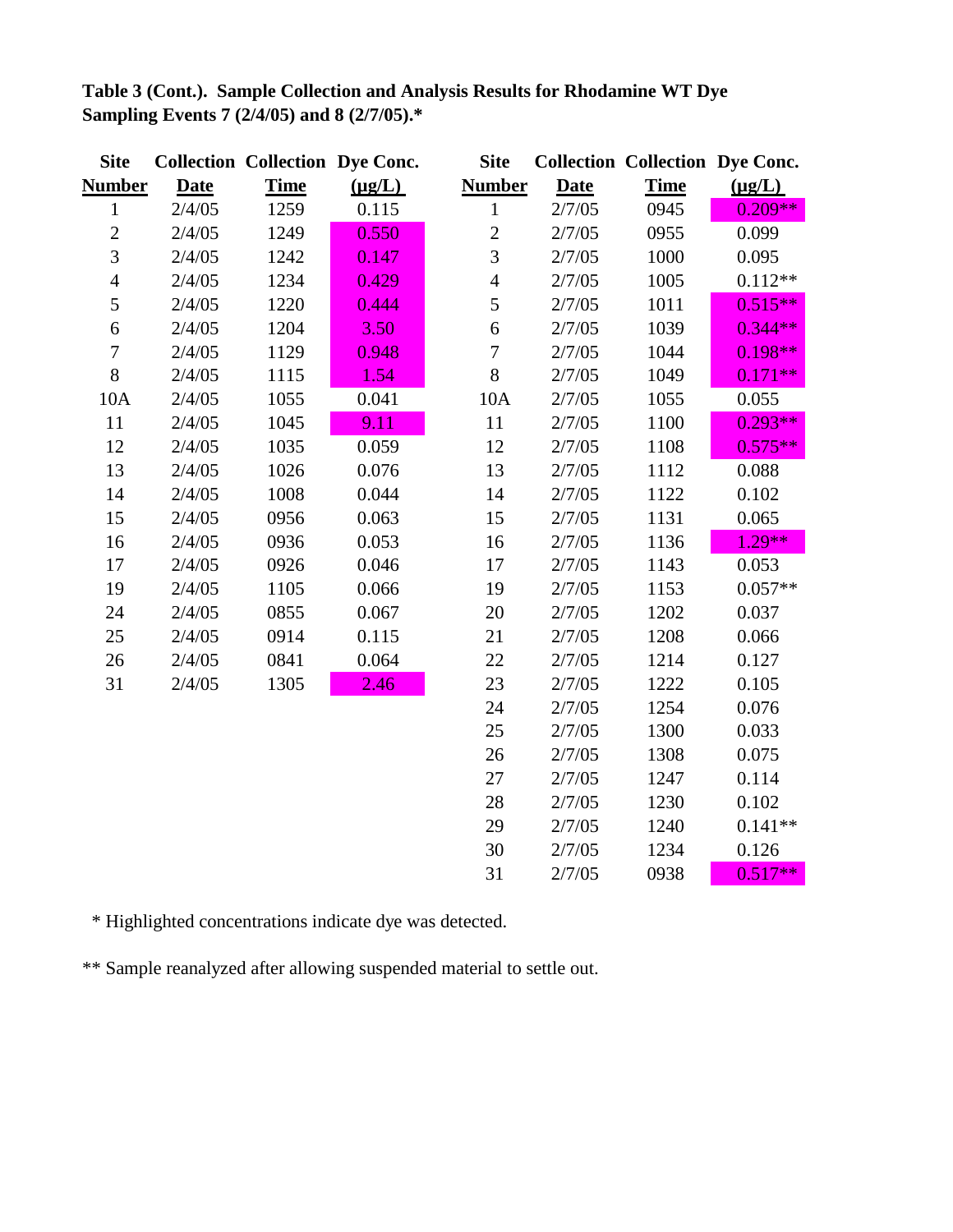**Table 3 (Cont.). Sample Collection and Analysis Results for Rhodamine WT Dye Sampling Events 7 (2/4/05) and 8 (2/7/05).***

| Site Number | Collection Date | Collection Time | Dye Conc. (µg/L) |
|---|---|---|---|
| 1 | 2/4/05 | 1259 | 0.115 |
| 2 | 2/4/05 | 1249 | 0.550 |
| 3 | 2/4/05 | 1242 | 0.147 |
| 4 | 2/4/05 | 1234 | 0.429 |
| 5 | 2/4/05 | 1220 | 0.444 |
| 6 | 2/4/05 | 1204 | 3.50 |
| 7 | 2/4/05 | 1129 | 0.948 |
| 8 | 2/4/05 | 1115 | 1.54 |
| 10A | 2/4/05 | 1055 | 0.041 |
| 11 | 2/4/05 | 1045 | 9.11 |
| 12 | 2/4/05 | 1035 | 0.059 |
| 13 | 2/4/05 | 1026 | 0.076 |
| 14 | 2/4/05 | 1008 | 0.044 |
| 15 | 2/4/05 | 0956 | 0.063 |
| 16 | 2/4/05 | 0936 | 0.053 |
| 17 | 2/4/05 | 0926 | 0.046 |
| 19 | 2/4/05 | 1105 | 0.066 |
| 24 | 2/4/05 | 0855 | 0.067 |
| 25 | 2/4/05 | 0914 | 0.115 |
| 26 | 2/4/05 | 0841 | 0.064 |
| 31 | 2/4/05 | 1305 | 2.46 |

| Site Number | Collection Date | Collection Time | Dye Conc. (µg/L) |
|---|---|---|---|
| 1 | 2/7/05 | 0945 | 0.209** |
| 2 | 2/7/05 | 0955 | 0.099 |
| 3 | 2/7/05 | 1000 | 0.095 |
| 4 | 2/7/05 | 1005 | 0.112** |
| 5 | 2/7/05 | 1011 | 0.515** |
| 6 | 2/7/05 | 1039 | 0.344** |
| 7 | 2/7/05 | 1044 | 0.198** |
| 8 | 2/7/05 | 1049 | 0.171** |
| 10A | 2/7/05 | 1055 | 0.055 |
| 11 | 2/7/05 | 1100 | 0.293** |
| 12 | 2/7/05 | 1108 | 0.575** |
| 13 | 2/7/05 | 1112 | 0.088 |
| 14 | 2/7/05 | 1122 | 0.102 |
| 15 | 2/7/05 | 1131 | 0.065 |
| 16 | 2/7/05 | 1136 | 1.29** |
| 17 | 2/7/05 | 1143 | 0.053 |
| 19 | 2/7/05 | 1153 | 0.057** |
| 20 | 2/7/05 | 1202 | 0.037 |
| 21 | 2/7/05 | 1208 | 0.066 |
| 22 | 2/7/05 | 1214 | 0.127 |
| 23 | 2/7/05 | 1222 | 0.105 |
| 24 | 2/7/05 | 1254 | 0.076 |
| 25 | 2/7/05 | 1300 | 0.033 |
| 26 | 2/7/05 | 1308 | 0.075 |
| 27 | 2/7/05 | 1247 | 0.114 |
| 28 | 2/7/05 | 1230 | 0.102 |
| 29 | 2/7/05 | 1240 | 0.141** |
| 30 | 2/7/05 | 1234 | 0.126 |
| 31 | 2/7/05 | 0938 | 0.517** |

* Highlighted concentrations indicate dye was detected.

** Sample reanalyzed after allowing suspended material to settle out.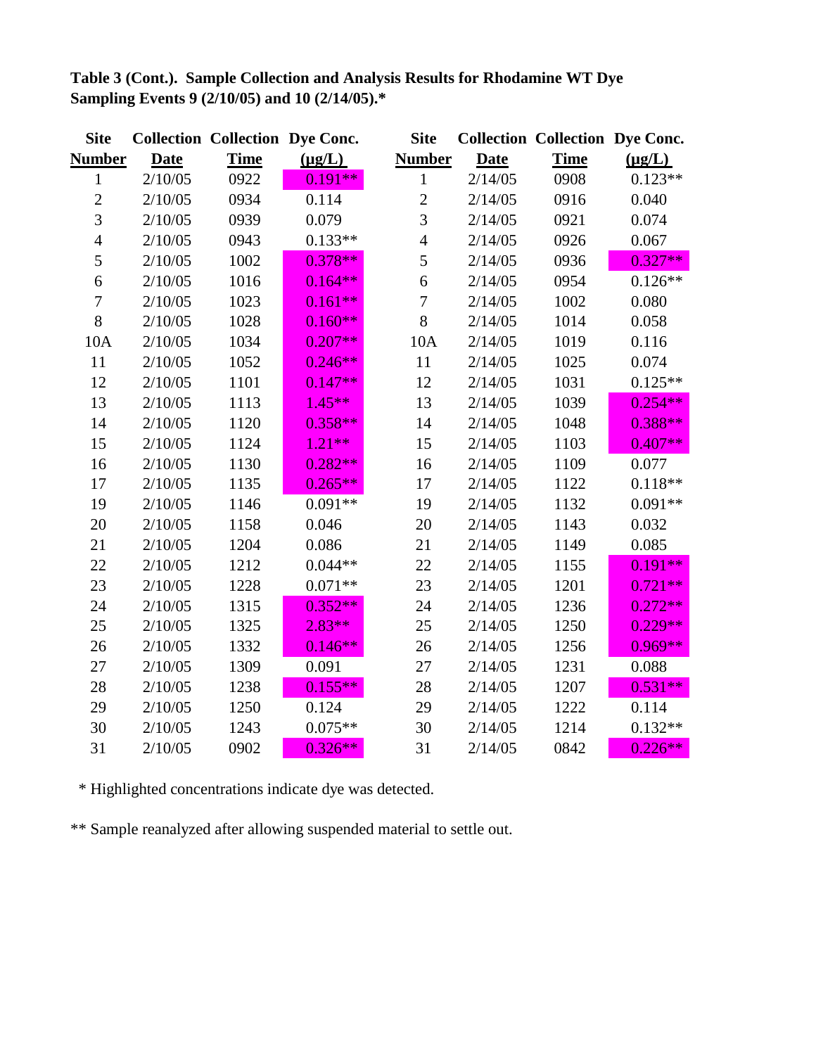**Table 3 (Cont.). Sample Collection and Analysis Results for Rhodamine WT Dye Sampling Events 9 (2/10/05) and 10 (2/14/05).***

| Site Number | Collection Date | Collection Time | Dye Conc. (µg/L) | Site Number | Collection Date | Collection Time | Dye Conc. (µg/L) |
|---|---|---|---|---|---|---|---|
| 1 | 2/10/05 | 0922 | 0.191** | 1 | 2/14/05 | 0908 | 0.123** |
| 2 | 2/10/05 | 0934 | 0.114 | 2 | 2/14/05 | 0916 | 0.040 |
| 3 | 2/10/05 | 0939 | 0.079 | 3 | 2/14/05 | 0921 | 0.074 |
| 4 | 2/10/05 | 0943 | 0.133** | 4 | 2/14/05 | 0926 | 0.067 |
| 5 | 2/10/05 | 1002 | 0.378** | 5 | 2/14/05 | 0936 | 0.327** |
| 6 | 2/10/05 | 1016 | 0.164** | 6 | 2/14/05 | 0954 | 0.126** |
| 7 | 2/10/05 | 1023 | 0.161** | 7 | 2/14/05 | 1002 | 0.080 |
| 8 | 2/10/05 | 1028 | 0.160** | 8 | 2/14/05 | 1014 | 0.058 |
| 10A | 2/10/05 | 1034 | 0.207** | 10A | 2/14/05 | 1019 | 0.116 |
| 11 | 2/10/05 | 1052 | 0.246** | 11 | 2/14/05 | 1025 | 0.074 |
| 12 | 2/10/05 | 1101 | 0.147** | 12 | 2/14/05 | 1031 | 0.125** |
| 13 | 2/10/05 | 1113 | 1.45** | 13 | 2/14/05 | 1039 | 0.254** |
| 14 | 2/10/05 | 1120 | 0.358** | 14 | 2/14/05 | 1048 | 0.388** |
| 15 | 2/10/05 | 1124 | 1.21** | 15 | 2/14/05 | 1103 | 0.407** |
| 16 | 2/10/05 | 1130 | 0.282** | 16 | 2/14/05 | 1109 | 0.077 |
| 17 | 2/10/05 | 1135 | 0.265** | 17 | 2/14/05 | 1122 | 0.118** |
| 19 | 2/10/05 | 1146 | 0.091** | 19 | 2/14/05 | 1132 | 0.091** |
| 20 | 2/10/05 | 1158 | 0.046 | 20 | 2/14/05 | 1143 | 0.032 |
| 21 | 2/10/05 | 1204 | 0.086 | 21 | 2/14/05 | 1149 | 0.085 |
| 22 | 2/10/05 | 1212 | 0.044** | 22 | 2/14/05 | 1155 | 0.191** |
| 23 | 2/10/05 | 1228 | 0.071** | 23 | 2/14/05 | 1201 | 0.721** |
| 24 | 2/10/05 | 1315 | 0.352** | 24 | 2/14/05 | 1236 | 0.272** |
| 25 | 2/10/05 | 1325 | 2.83** | 25 | 2/14/05 | 1250 | 0.229** |
| 26 | 2/10/05 | 1332 | 0.146** | 26 | 2/14/05 | 1256 | 0.969** |
| 27 | 2/10/05 | 1309 | 0.091 | 27 | 2/14/05 | 1231 | 0.088 |
| 28 | 2/10/05 | 1238 | 0.155** | 28 | 2/14/05 | 1207 | 0.531** |
| 29 | 2/10/05 | 1250 | 0.124 | 29 | 2/14/05 | 1222 | 0.114 |
| 30 | 2/10/05 | 1243 | 0.075** | 30 | 2/14/05 | 1214 | 0.132** |
| 31 | 2/10/05 | 0902 | 0.326** | 31 | 2/14/05 | 0842 | 0.226** |

\* Highlighted concentrations indicate dye was detected.

** Sample reanalyzed after allowing suspended material to settle out.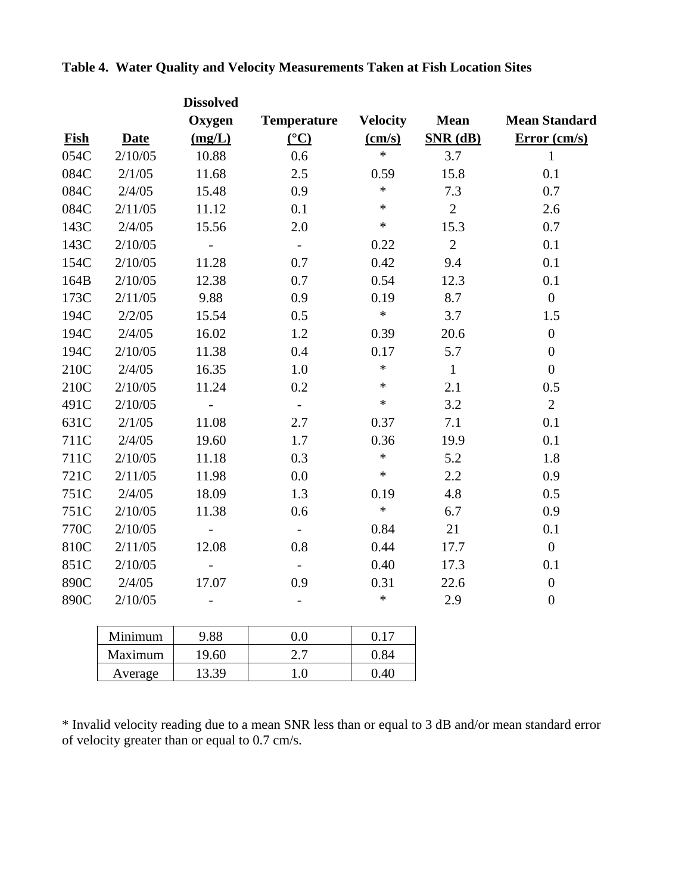**Table 4. Water Quality and Velocity Measurements Taken at Fish Location Sites**

| Fish | Date | Dissolved Oxygen (mg/L) | Temperature (°C) | Velocity (cm/s) | Mean SNR (dB) | Mean Standard Error (cm/s) |
|---|---|---|---|---|---|---|
| 054C | 2/10/05 | 10.88 | 0.6 | * | 3.7 | 1 |
| 084C | 2/1/05 | 11.68 | 2.5 | 0.59 | 15.8 | 0.1 |
| 084C | 2/4/05 | 15.48 | 0.9 | * | 7.3 | 0.7 |
| 084C | 2/11/05 | 11.12 | 0.1 | * | 2 | 2.6 |
| 143C | 2/4/05 | 15.56 | 2.0 | * | 15.3 | 0.7 |
| 143C | 2/10/05 | - | - | 0.22 | 2 | 0.1 |
| 154C | 2/10/05 | 11.28 | 0.7 | 0.42 | 9.4 | 0.1 |
| 164B | 2/10/05 | 12.38 | 0.7 | 0.54 | 12.3 | 0.1 |
| 173C | 2/11/05 | 9.88 | 0.9 | 0.19 | 8.7 | 0 |
| 194C | 2/2/05 | 15.54 | 0.5 | * | 3.7 | 1.5 |
| 194C | 2/4/05 | 16.02 | 1.2 | 0.39 | 20.6 | 0 |
| 194C | 2/10/05 | 11.38 | 0.4 | 0.17 | 5.7 | 0 |
| 210C | 2/4/05 | 16.35 | 1.0 | * | 1 | 0 |
| 210C | 2/10/05 | 11.24 | 0.2 | * | 2.1 | 0.5 |
| 491C | 2/10/05 | - | - | * | 3.2 | 2 |
| 631C | 2/1/05 | 11.08 | 2.7 | 0.37 | 7.1 | 0.1 |
| 711C | 2/4/05 | 19.60 | 1.7 | 0.36 | 19.9 | 0.1 |
| 711C | 2/10/05 | 11.18 | 0.3 | * | 5.2 | 1.8 |
| 721C | 2/11/05 | 11.98 | 0.0 | * | 2.2 | 0.9 |
| 751C | 2/4/05 | 18.09 | 1.3 | 0.19 | 4.8 | 0.5 |
| 751C | 2/10/05 | 11.38 | 0.6 | * | 6.7 | 0.9 |
| 770C | 2/10/05 | - | - | 0.84 | 21 | 0.1 |
| 810C | 2/11/05 | 12.08 | 0.8 | 0.44 | 17.7 | 0 |
| 851C | 2/10/05 | - | - | 0.40 | 17.3 | 0.1 |
| 890C | 2/4/05 | 17.07 | 0.9 | 0.31 | 22.6 | 0 |
| 890C | 2/10/05 | - | - | * | 2.9 | 0 |

| | Dissolved Oxygen (mg/L) | Temperature (°C) | Velocity (cm/s) |
|---|---|---|---|
| Minimum | 9.88 | 0.0 | 0.17 |
| Maximum | 19.60 | 2.7 | 0.84 |
| Average | 13.39 | 1.0 | 0.40 |

* Invalid velocity reading due to a mean SNR less than or equal to 3 dB and/or mean standard error of velocity greater than or equal to 0.7 cm/s.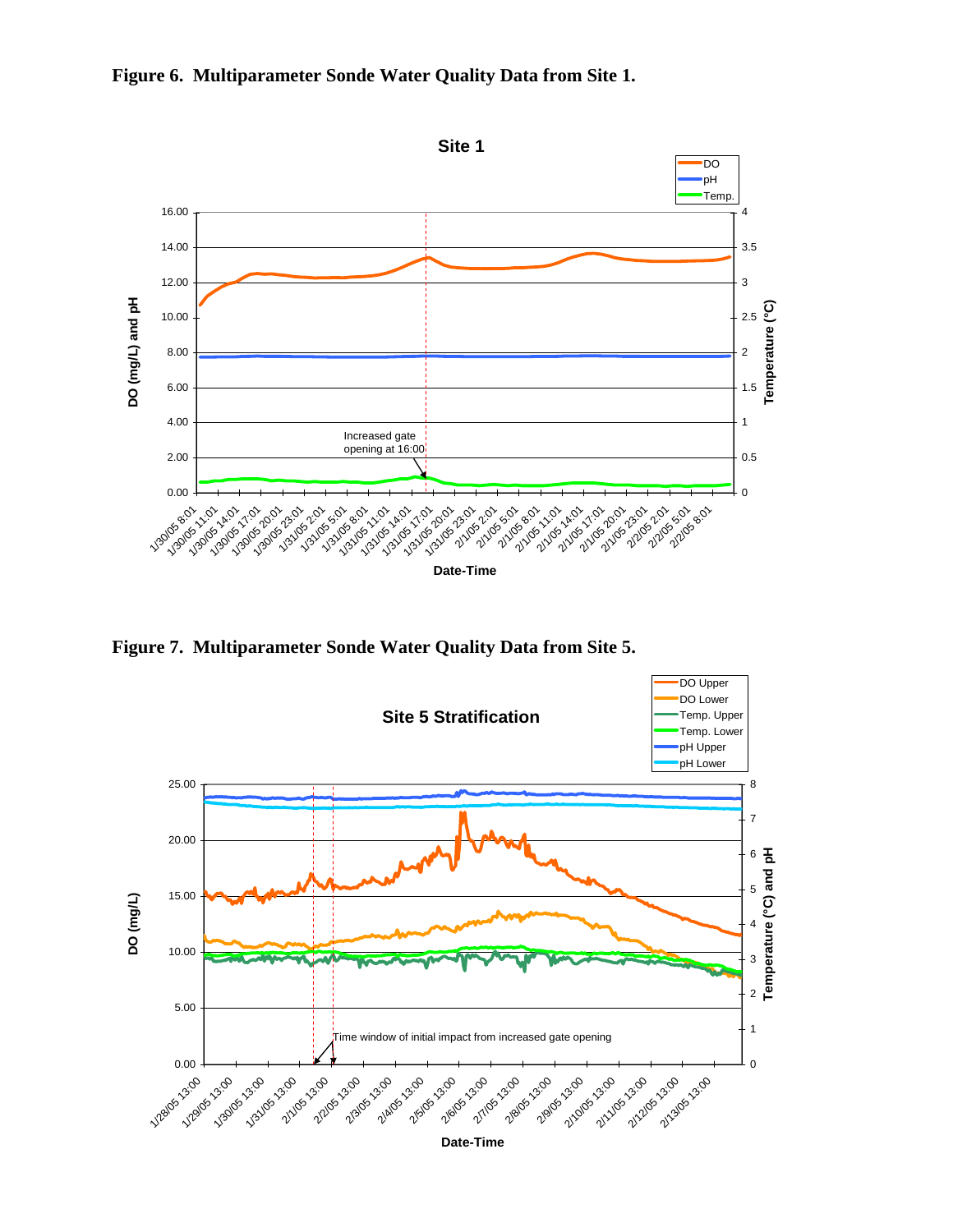**Figure 6. Multiparameter Sonde Water Quality Data from Site 1.**

**Figure 7. Multiparameter Sonde Water Quality Data from Site 5.**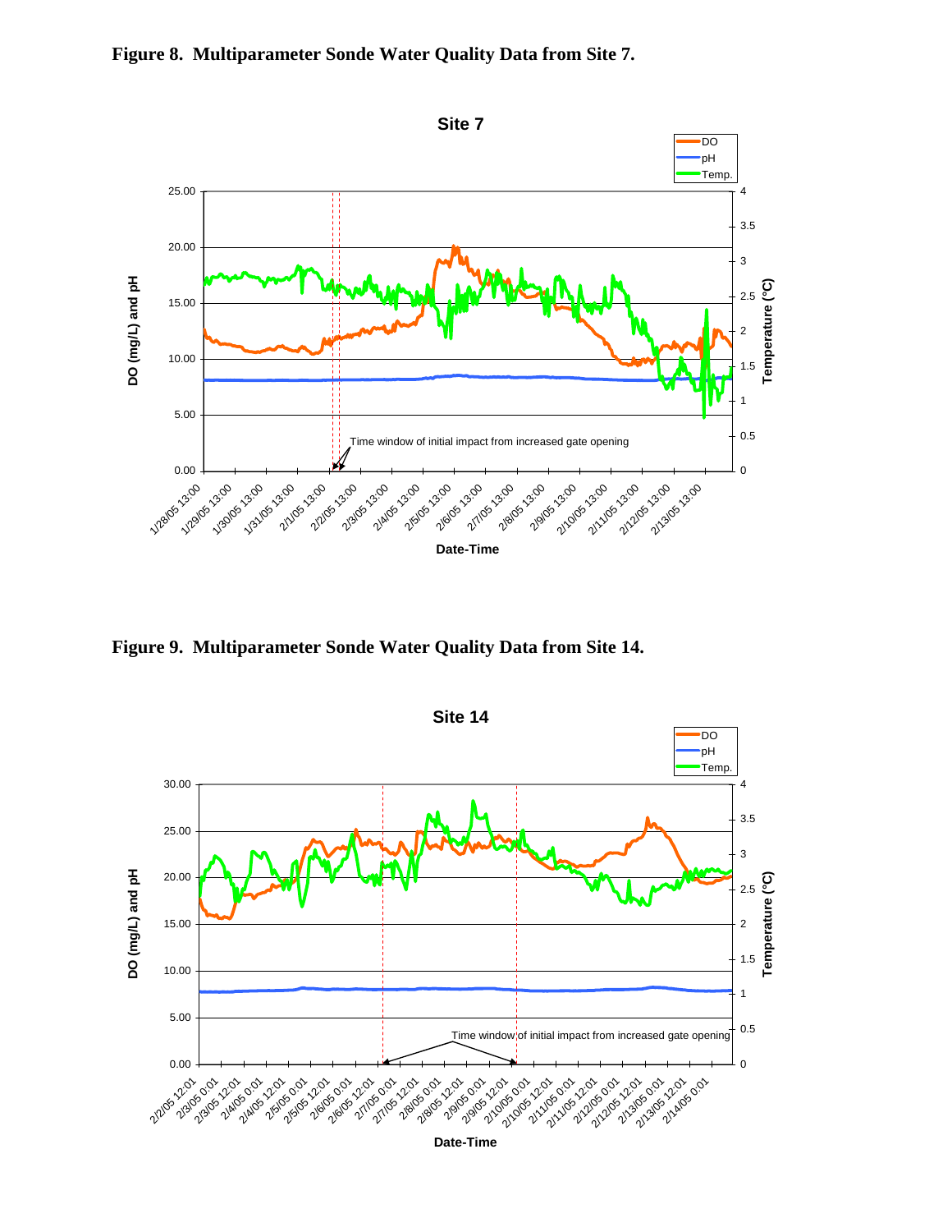**Figure 8. Multiparameter Sonde Water Quality Data from Site 7.**

**Figure 9. Multiparameter Sonde Water Quality Data from Site 14.**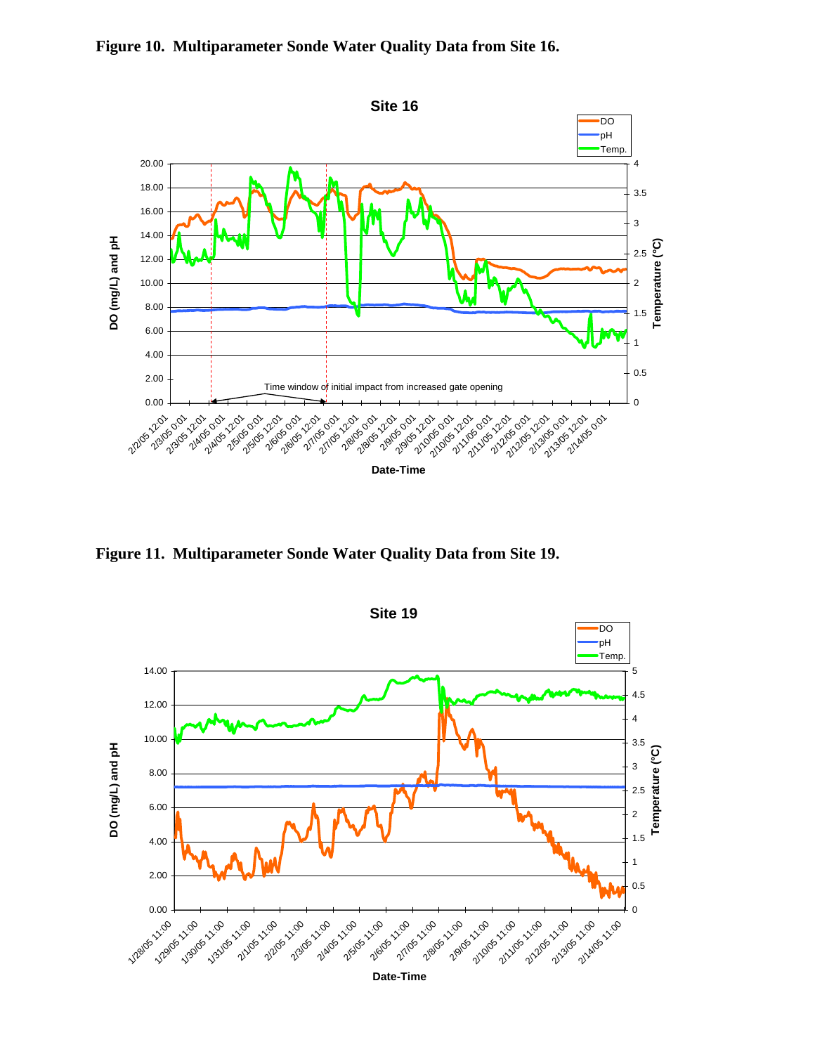**Figure 10. Multiparameter Sonde Water Quality Data from Site 16.**

**Figure 11. Multiparameter Sonde Water Quality Data from Site 19.**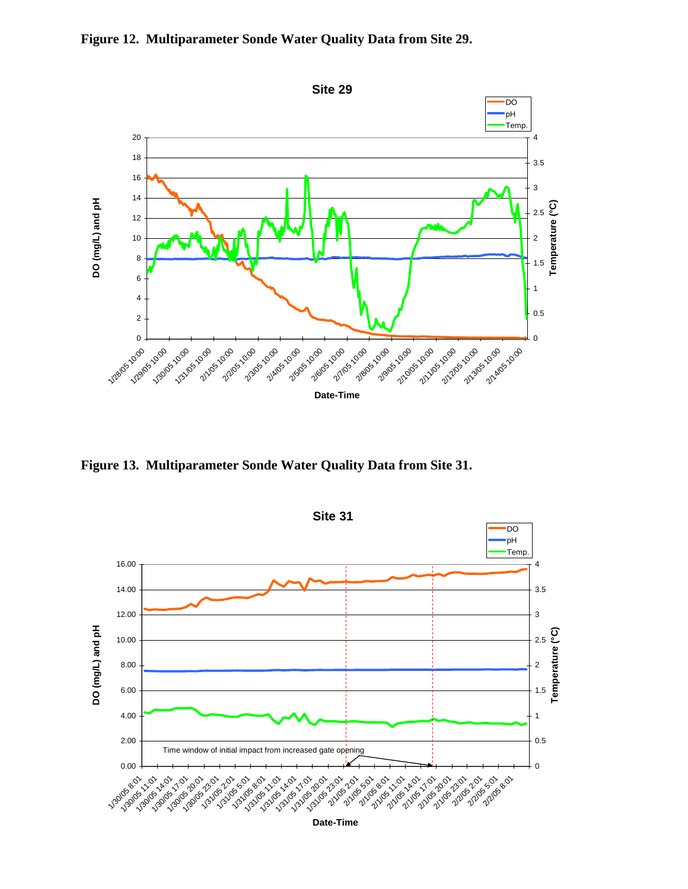**Figure 12. Multiparameter Sonde Water Quality Data from Site 29.**

**Figure 13. Multiparameter Sonde Water Quality Data from Site 31.**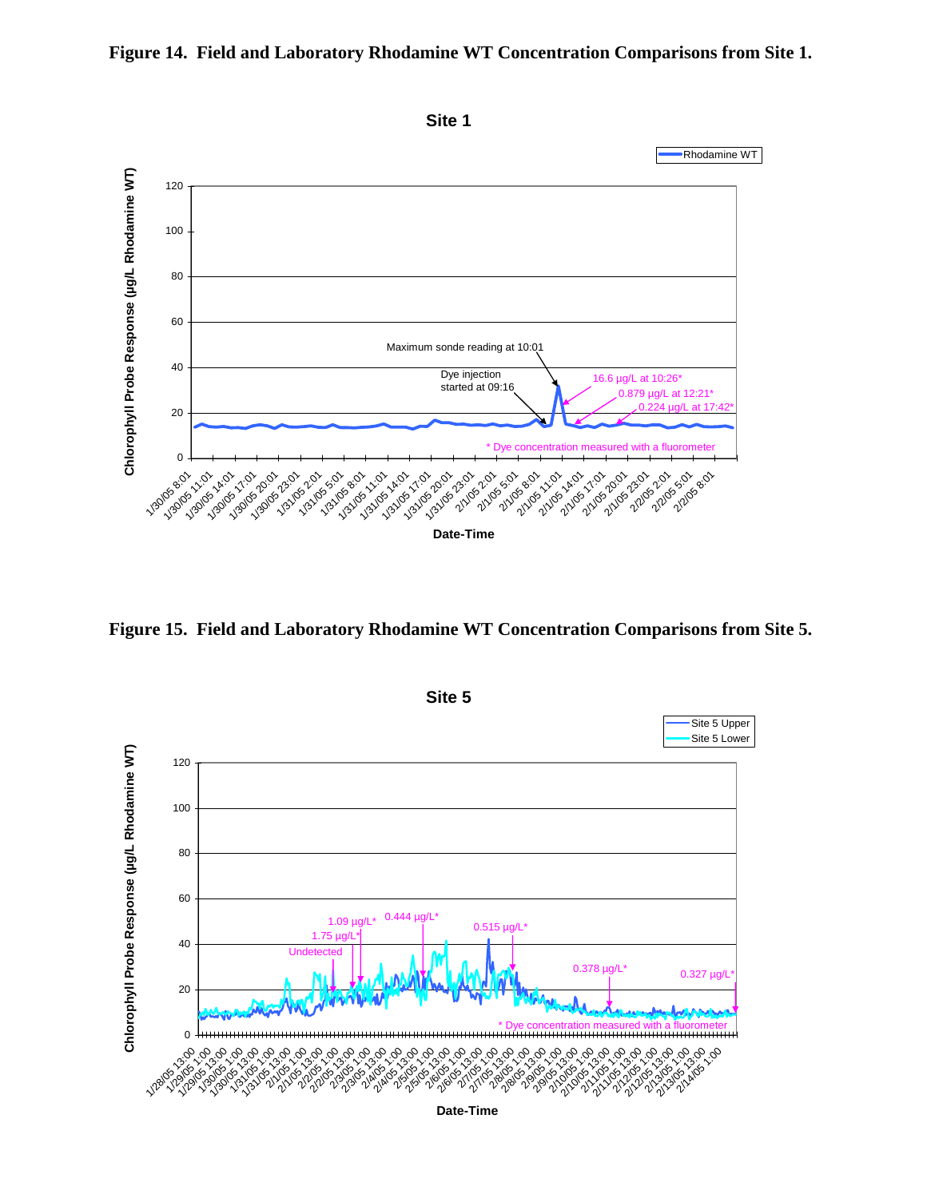**Figure 14. Field and Laboratory Rhodamine WT Concentration Comparisons from Site 1.**

**Figure 15. Field and Laboratory Rhodamine WT Concentration Comparisons from Site 5.**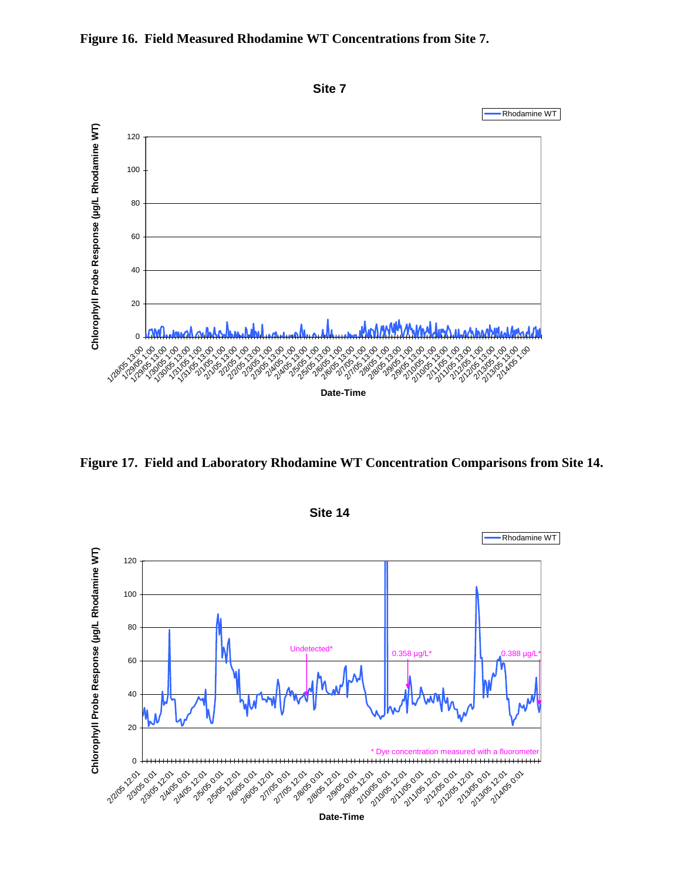**Figure 16. Field Measured Rhodamine WT Concentrations from Site 7.**

**Figure 17. Field and Laboratory Rhodamine WT Concentration Comparisons from Site 14.**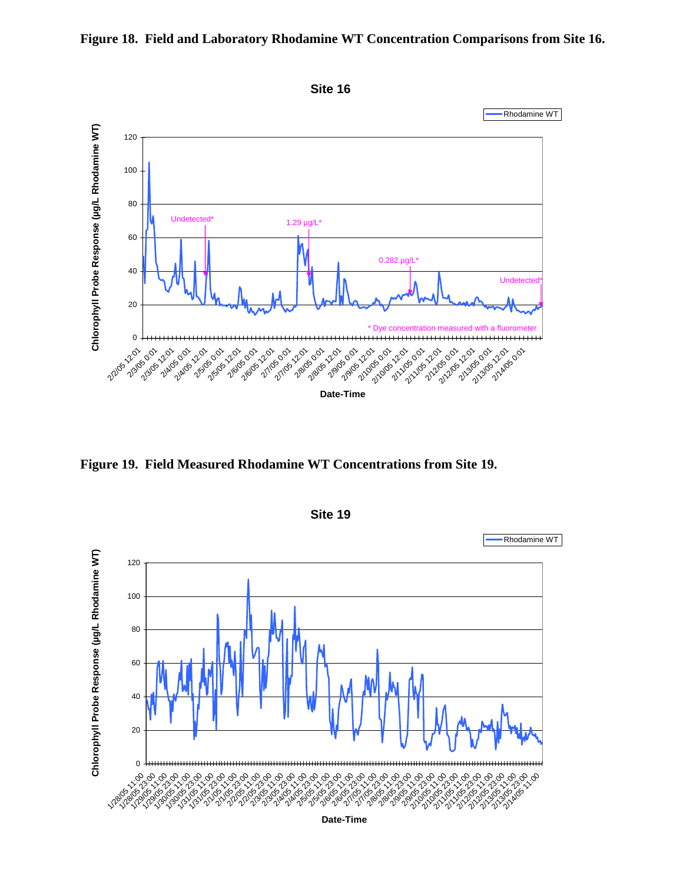**Figure 18. Field and Laboratory Rhodamine WT Concentration Comparisons from Site 16.**

**Figure 19. Field Measured Rhodamine WT Concentrations from Site 19.**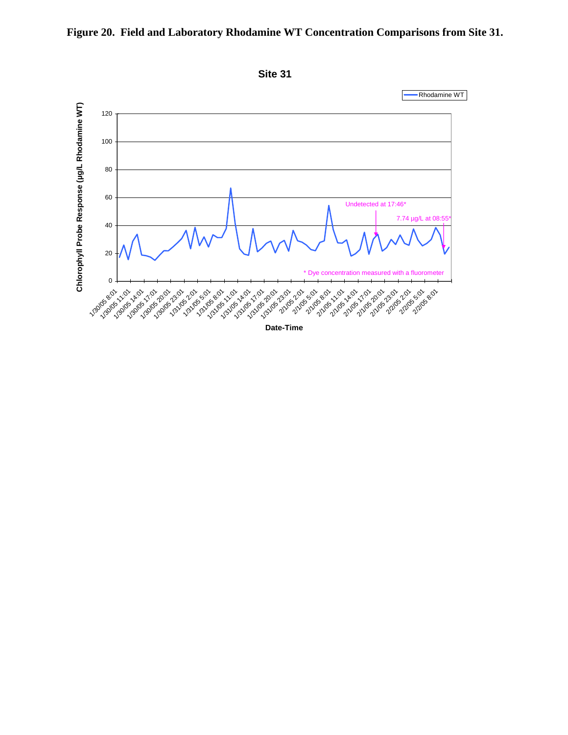**Figure 20. Field and Laboratory Rhodamine WT Concentration Comparisons from Site 31.**

Site 31

Rhodamine WT

Chlorophyll Probe Response (µg/L Rhodamine WT)

Undetected at 17:46*

7.74 µg/L at 08:55*

* Dye concentration measured with a fluorometer

Date-Time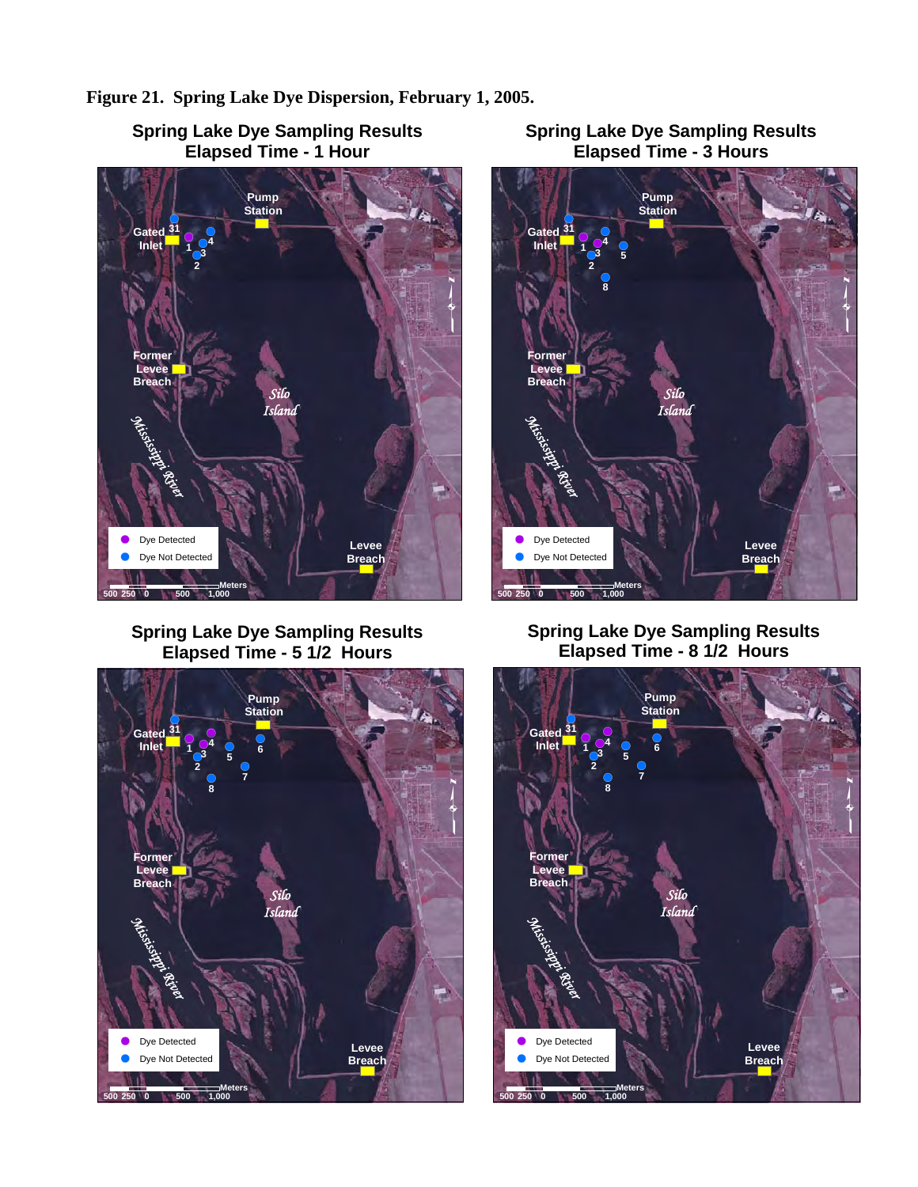**Figure 21. Spring Lake Dye Dispersion, February 1, 2005.**

### Spring Lake Dye Sampling Results
### Elapsed Time - 1 Hour

Pump Station

Gated Inlet

31

1

4

3

2

Former Levee Breach

Silo Island

Mississippi River

Levee Breach

Dye Detected

Dye Not Detected

500 250 0 500 1,000 Meters

### Spring Lake Dye Sampling Results
### Elapsed Time - 3 Hours

Pump Station

Gated Inlet

31

1

4

3

2

5

8

Former Levee Breach

Silo Island

Mississippi River

Levee Breach

Dye Detected

Dye Not Detected

500 250 0 500 1,000 Meters

### Spring Lake Dye Sampling Results
### Elapsed Time - 5 1/2 Hours

Pump Station

Gated Inlet

31

1

4

3

2

5

6

7

8

Former Levee Breach

Silo Island

Mississippi River

Levee Breach

Dye Detected

Dye Not Detected

500 250 0 500 1,000 Meters

### Spring Lake Dye Sampling Results
### Elapsed Time - 8 1/2 Hours

Pump Station

Gated Inlet

31

1

4

3

2

5

6

7

8

Former Levee Breach

Silo Island

Mississippi River

Levee Breach

Dye Detected

Dye Not Detected

500 250 0 500 1,000 Meters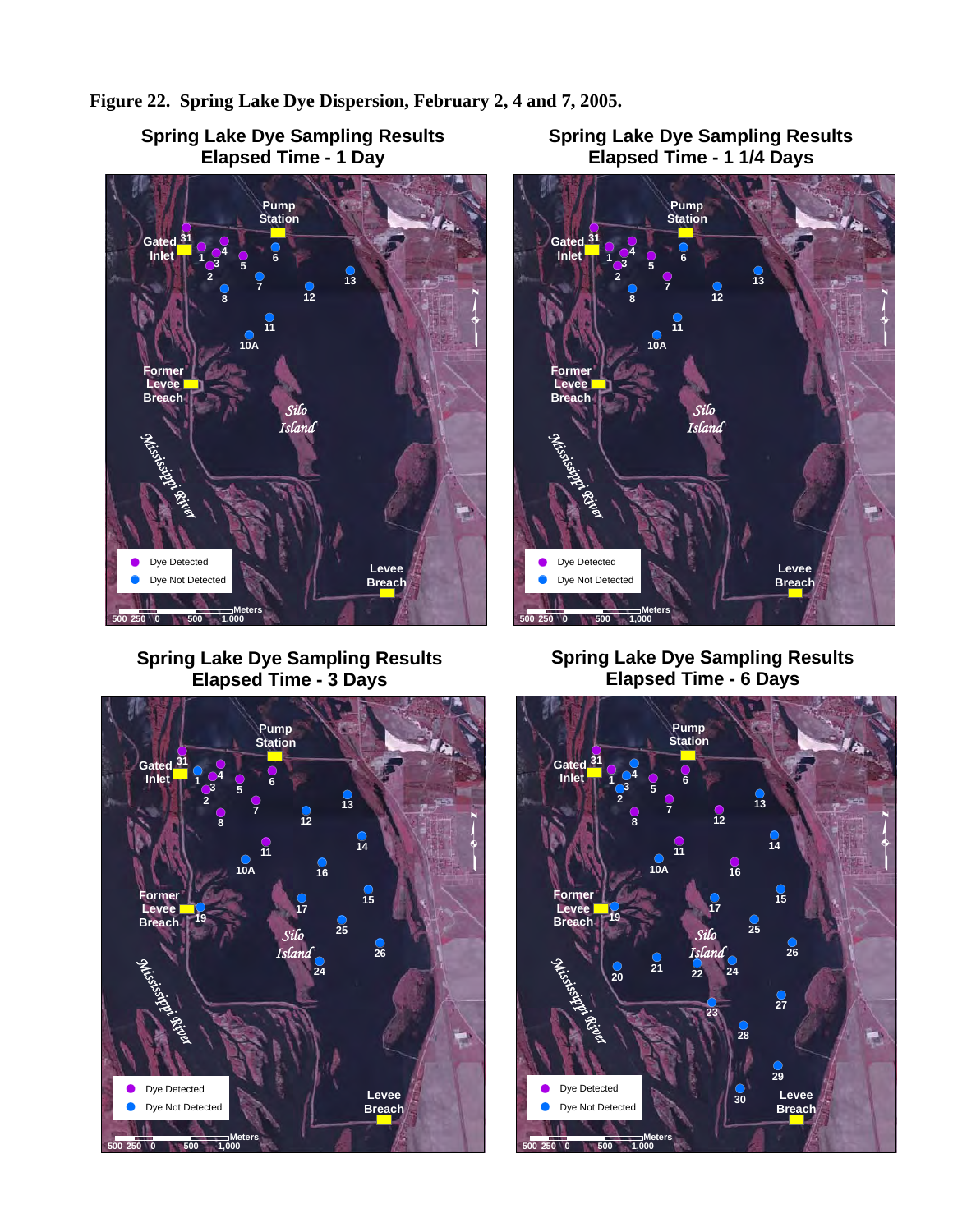**Figure 22. Spring Lake Dye Dispersion, February 2, 4 and 7, 2005.**

Spring Lake Dye Sampling Results Elapsed Time - 1 Day

Spring Lake Dye Sampling Results Elapsed Time - 1 1/4 Days

Spring Lake Dye Sampling Results Elapsed Time - 3 Days

Spring Lake Dye Sampling Results Elapsed Time - 6 Days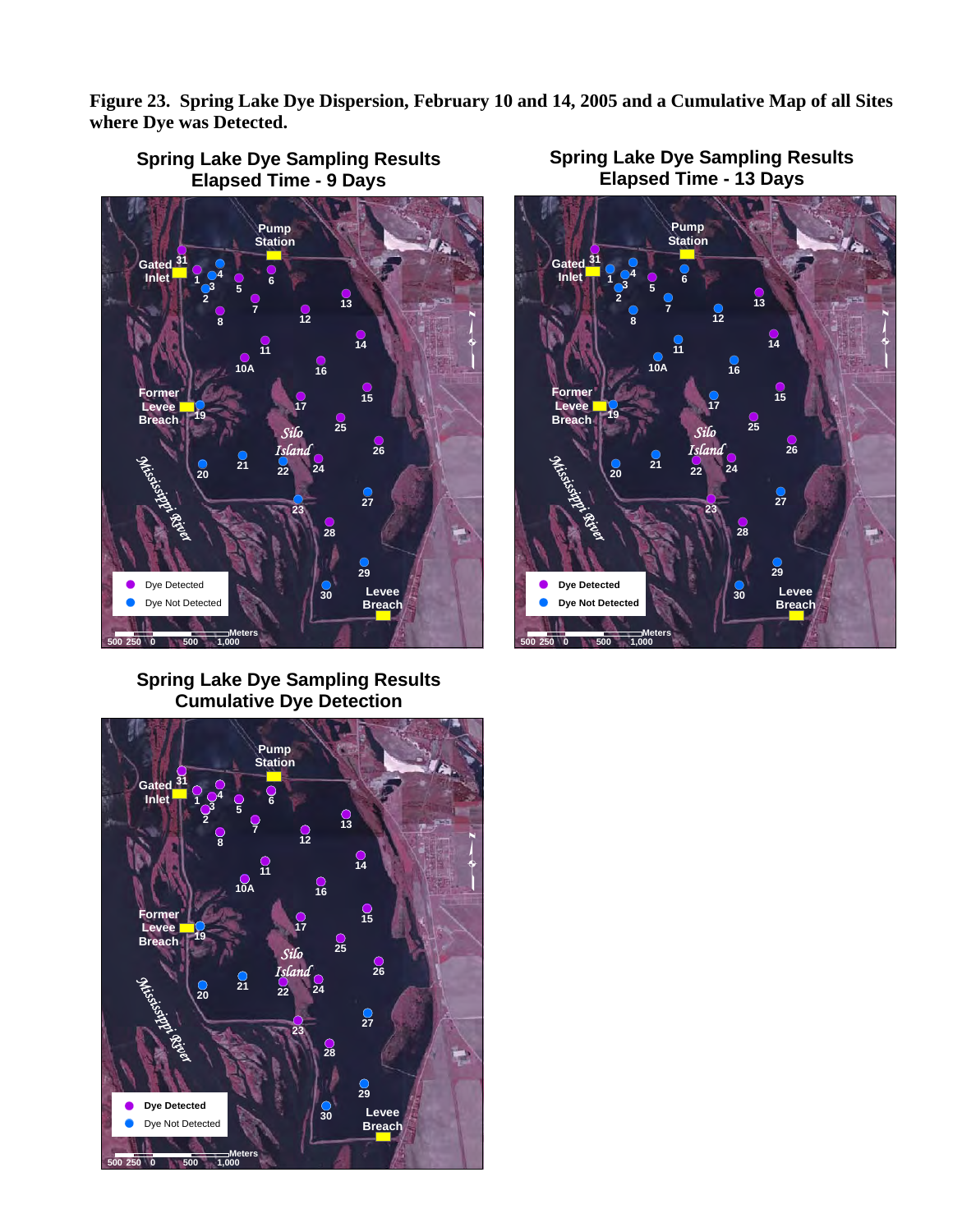**Figure 23. Spring Lake Dye Dispersion, February 10 and 14, 2005 and a Cumulative Map of all Sites where Dye was Detected.**

**Spring Lake Dye Sampling Results Elapsed Time - 9 Days**

**Spring Lake Dye Sampling Results Elapsed Time - 13 Days**

**Spring Lake Dye Sampling Results Cumulative Dye Detection**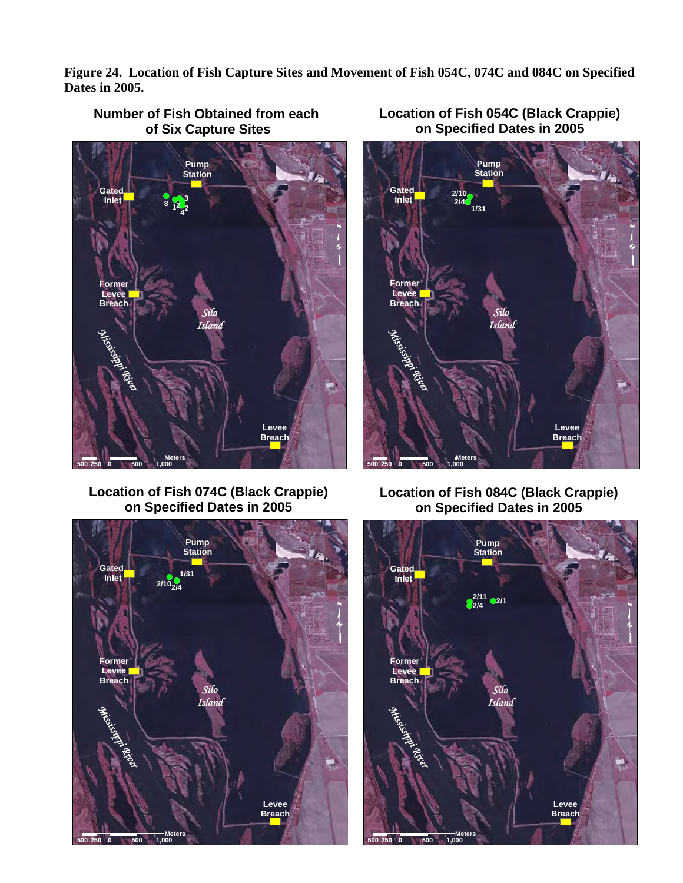**Figure 24. Location of Fish Capture Sites and Movement of Fish 054C, 074C and 084C on Specified Dates in 2005.**

**Number of Fish Obtained from each of Six Capture Sites**

**Location of Fish 054C (Black Crappie) on Specified Dates in 2005**

**Location of Fish 074C (Black Crappie) on Specified Dates in 2005**

**Location of Fish 084C (Black Crappie) on Specified Dates in 2005**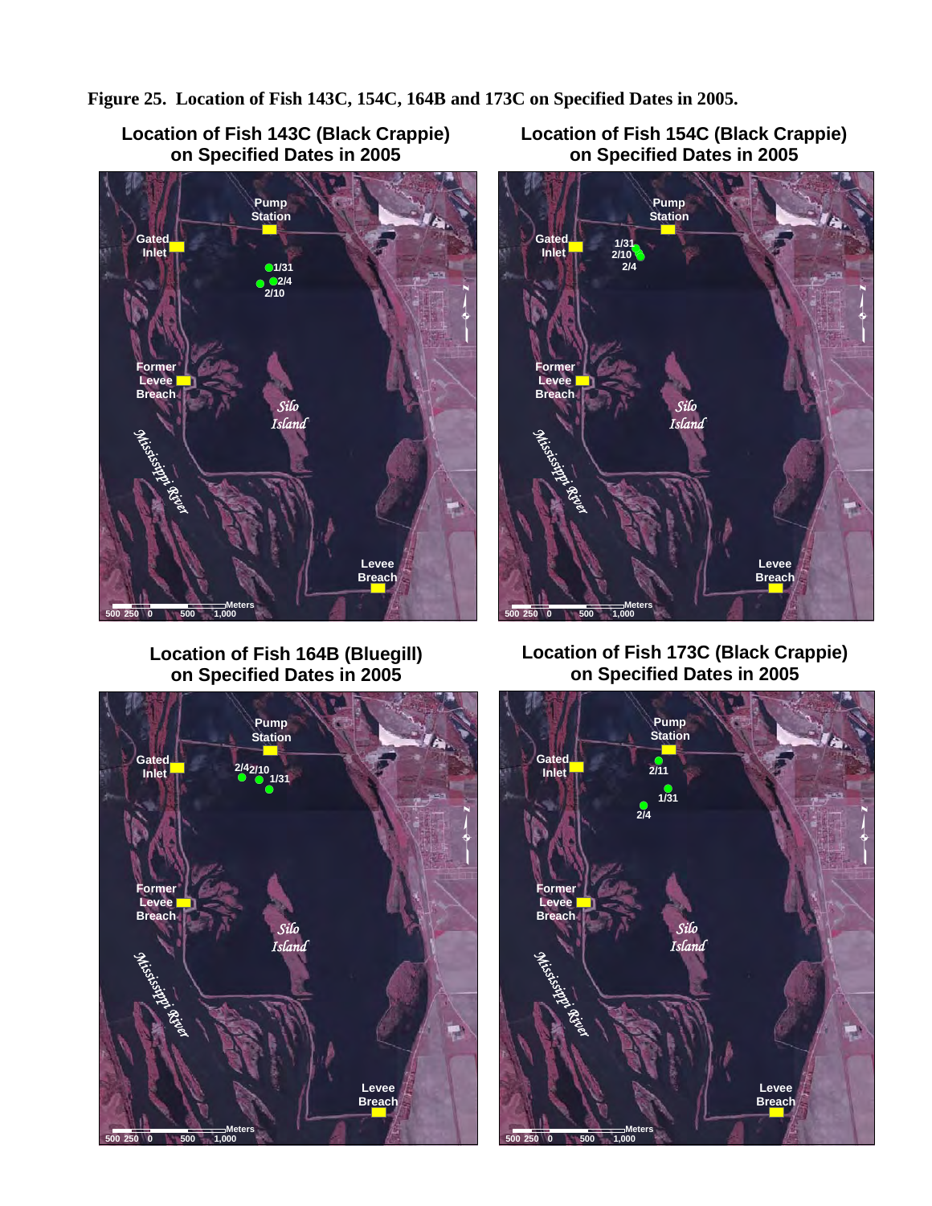**Figure 25. Location of Fish 143C, 154C, 164B and 173C on Specified Dates in 2005.**

**Location of Fish 143C (Black Crappie) on Specified Dates in 2005**

**Location of Fish 154C (Black Crappie) on Specified Dates in 2005**

**Location of Fish 164B (Bluegill) on Specified Dates in 2005**

**Location of Fish 173C (Black Crappie) on Specified Dates in 2005**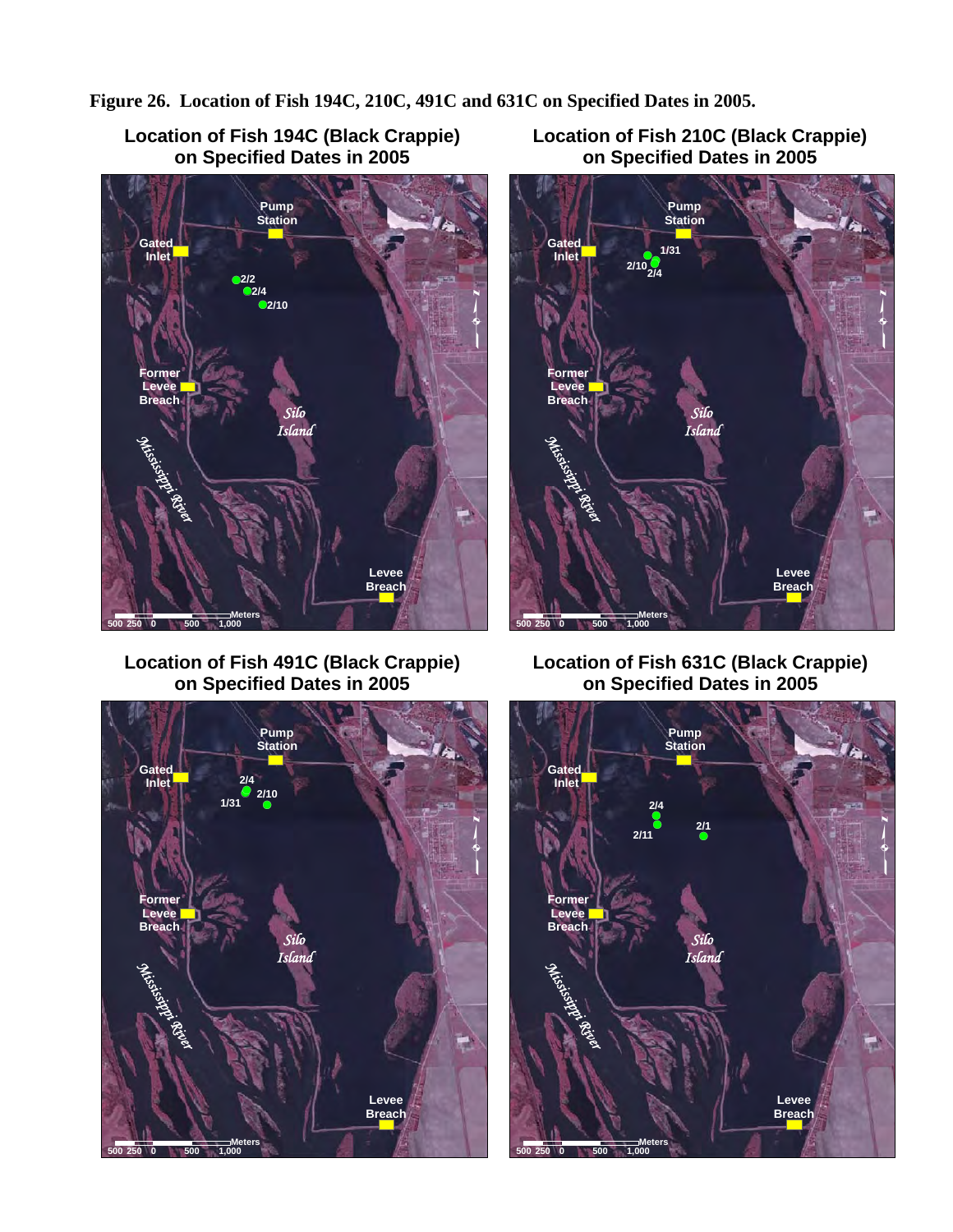**Figure 26. Location of Fish 194C, 210C, 491C and 631C on Specified Dates in 2005.**

**Location of Fish 194C (Black Crappie) on Specified Dates in 2005**

Pump Station
Gated Inlet
2/2
2/4
2/10
Former Levee Breach
Silo Island
Mississippi River
Levee Breach
500 250 0 500 1,000 Meters

**Location of Fish 210C (Black Crappie) on Specified Dates in 2005**

Pump Station
Gated Inlet
1/31
2/10
2/4
Former Levee Breach
Silo Island
Mississippi River
Levee Breach
500 250 0 500 1,000 Meters

**Location of Fish 491C (Black Crappie) on Specified Dates in 2005**

Pump Station
Gated Inlet
2/4
1/31
2/10
Former Levee Breach
Silo Island
Mississippi River
Levee Breach
500 250 0 500 1,000 Meters

**Location of Fish 631C (Black Crappie) on Specified Dates in 2005**

Pump Station
Gated Inlet
2/4
2/11
2/1
Former Levee Breach
Silo Island
Mississippi River
Levee Breach
500 250 0 500 1,000 Meters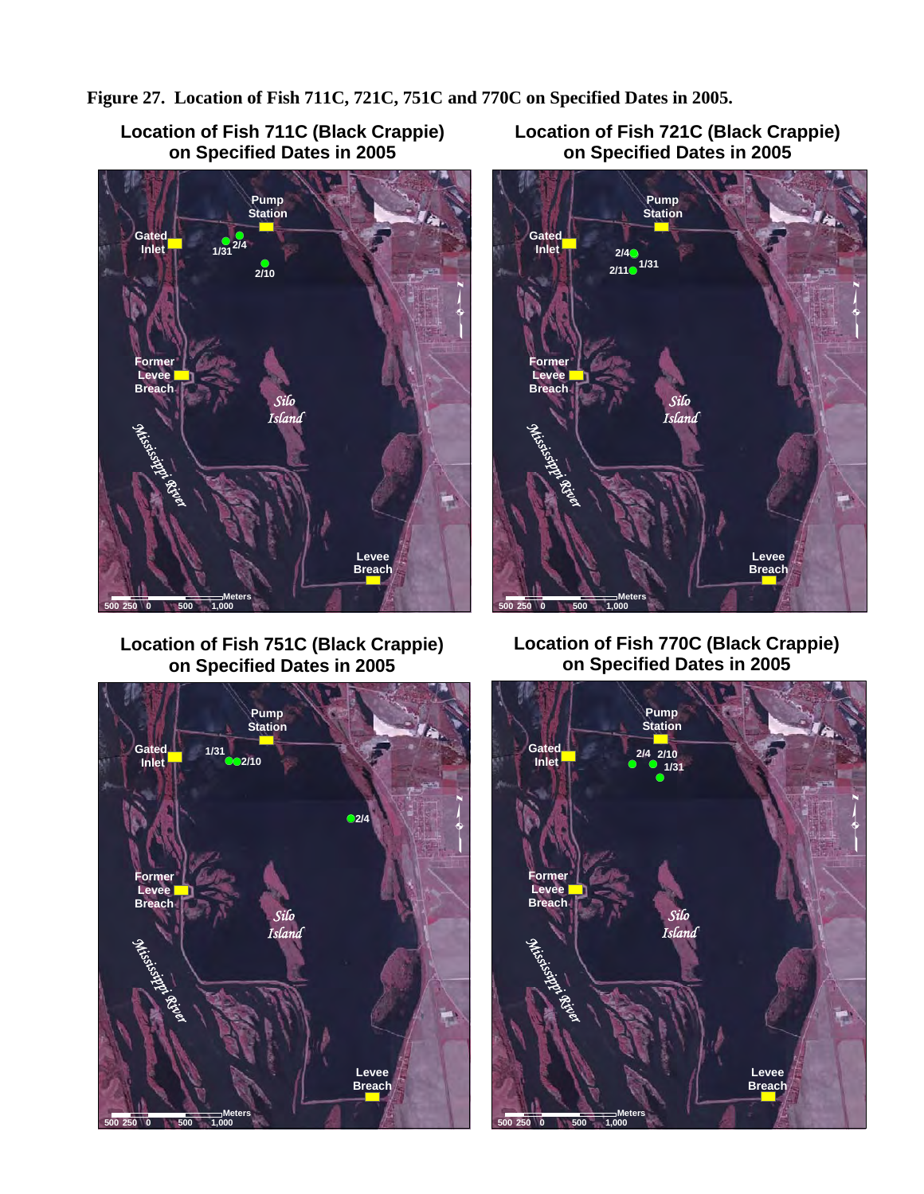**Figure 27. Location of Fish 711C, 721C, 751C and 770C on Specified Dates in 2005.**

**Location of Fish 711C (Black Crappie) on Specified Dates in 2005**

Pump Station
Gated Inlet
1/31
2/4
2/10
Former Levee Breach
*Silo Island*
*Mississippi River*
Levee Breach
500 250 0 500 1,000 Meters

**Location of Fish 721C (Black Crappie) on Specified Dates in 2005**

Pump Station
Gated Inlet
2/4
1/31
2/11
Former Levee Breach
*Silo Island*
*Mississippi River*
Levee Breach
500 250 0 500 1,000 Meters

**Location of Fish 751C (Black Crappie) on Specified Dates in 2005**

Pump Station
Gated Inlet
1/31
2/10
2/4
Former Levee Breach
*Silo Island*
*Mississippi River*
Levee Breach
500 250 0 500 1,000 Meters

**Location of Fish 770C (Black Crappie) on Specified Dates in 2005**

Pump Station
Gated Inlet
2/4
2/10
1/31
Former Levee Breach
*Silo Island*
*Mississippi River*
Levee Breach
500 250 0 500 1,000 Meters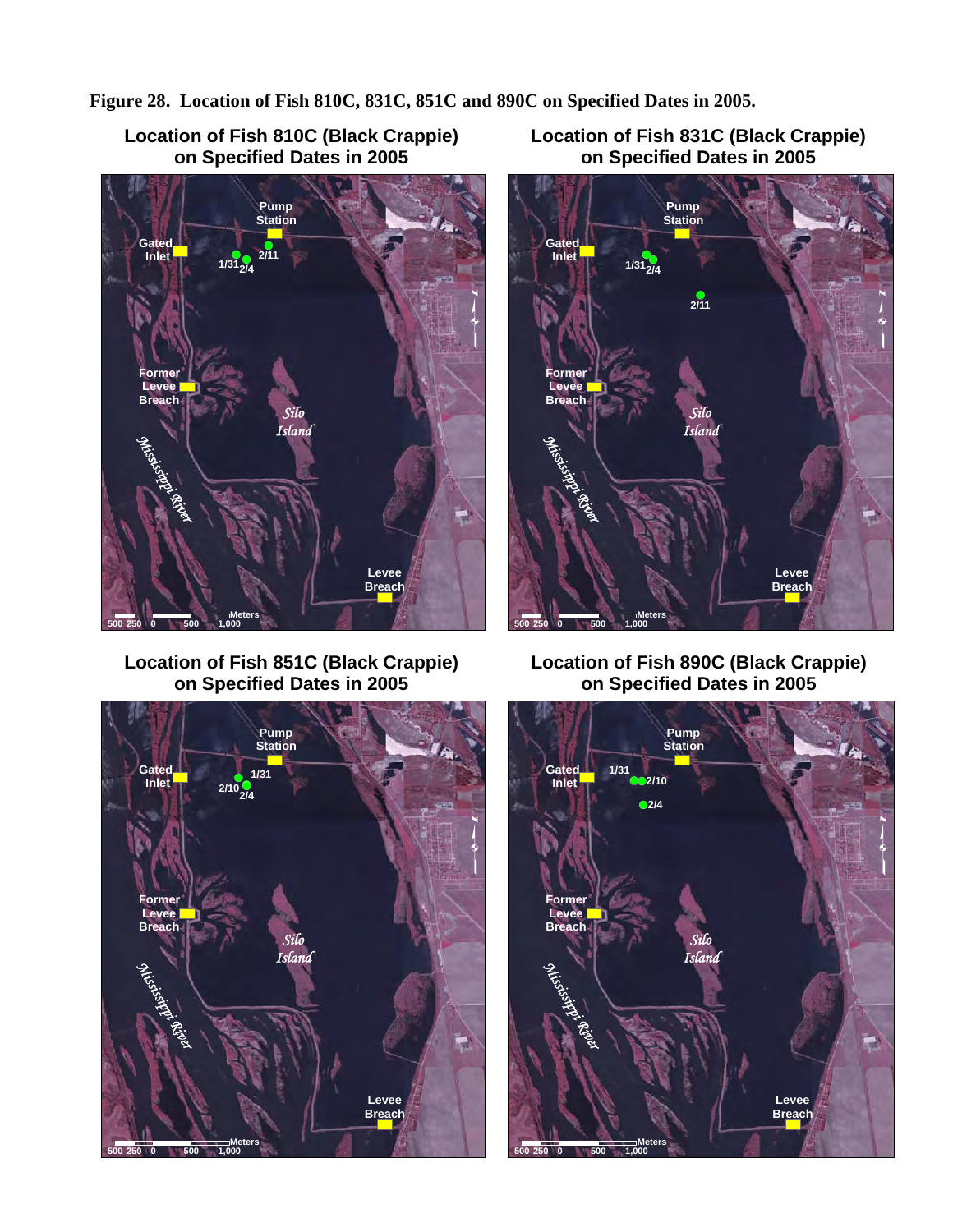**Figure 28. Location of Fish 810C, 831C, 851C and 890C on Specified Dates in 2005.**

**Location of Fish 810C (Black Crappie) on Specified Dates in 2005**

Pump Station
Gated Inlet
1/31
2/4
2/11
Former Levee Breach
Silo Island
Mississippi River
Levee Breach
500 250 0 500 1,000 Meters

**Location of Fish 831C (Black Crappie) on Specified Dates in 2005**

Pump Station
Gated Inlet
1/31
2/4
2/11
Former Levee Breach
Silo Island
Mississippi River
Levee Breach
500 250 0 500 1,000 Meters

**Location of Fish 851C (Black Crappie) on Specified Dates in 2005**

Pump Station
Gated Inlet
1/31
2/10
2/4
Former Levee Breach
Silo Island
Mississippi River
Levee Breach
500 250 0 500 1,000 Meters

**Location of Fish 890C (Black Crappie) on Specified Dates in 2005**

Pump Station
Gated Inlet
1/31
2/10
2/4
Former Levee Breach
Silo Island
Mississippi River
Levee Breach
500 250 0 500 1,000 Meters